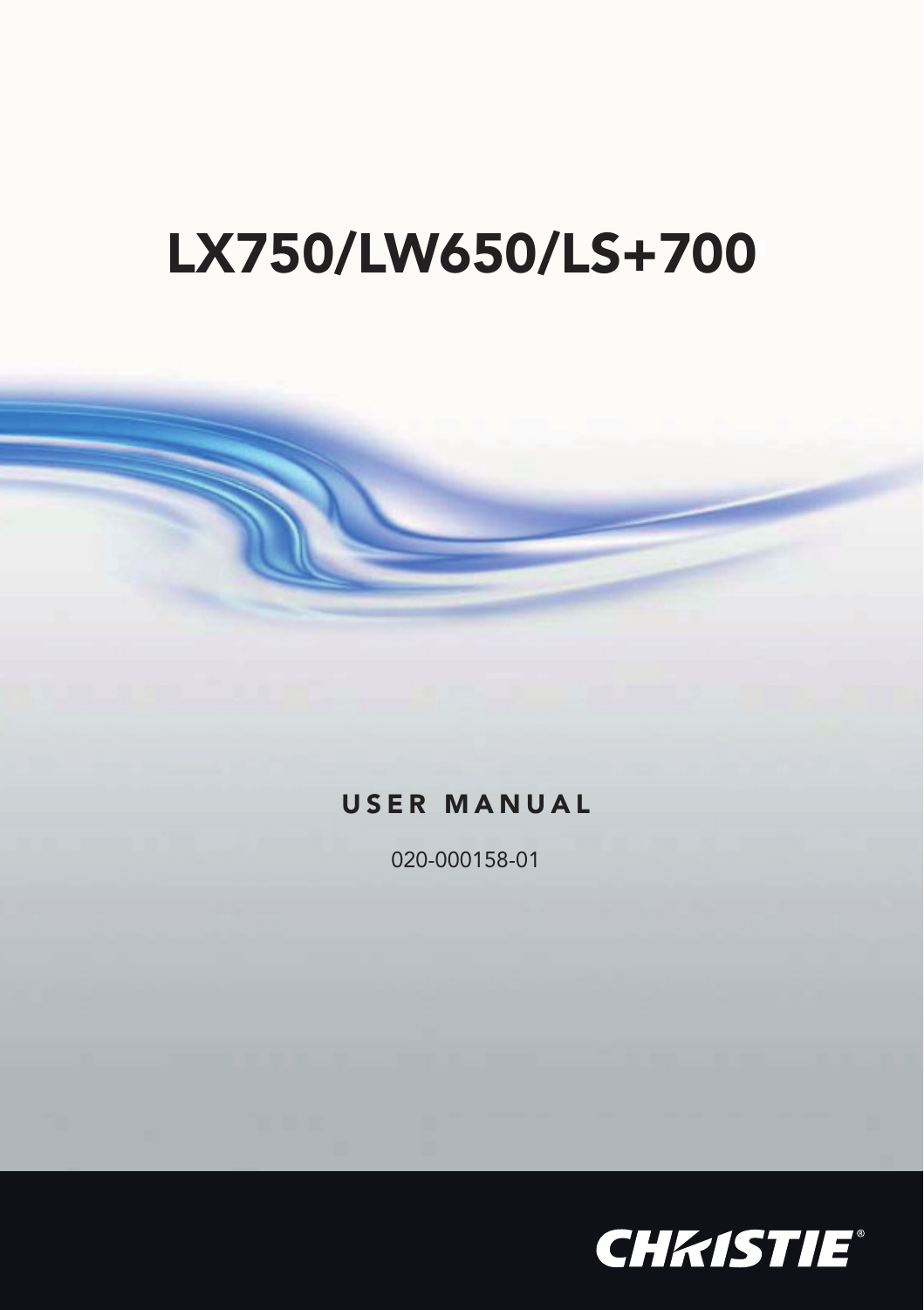# LX750/LW650/LS+700

USER MANUAL

020-000158-01

CHRISTIE®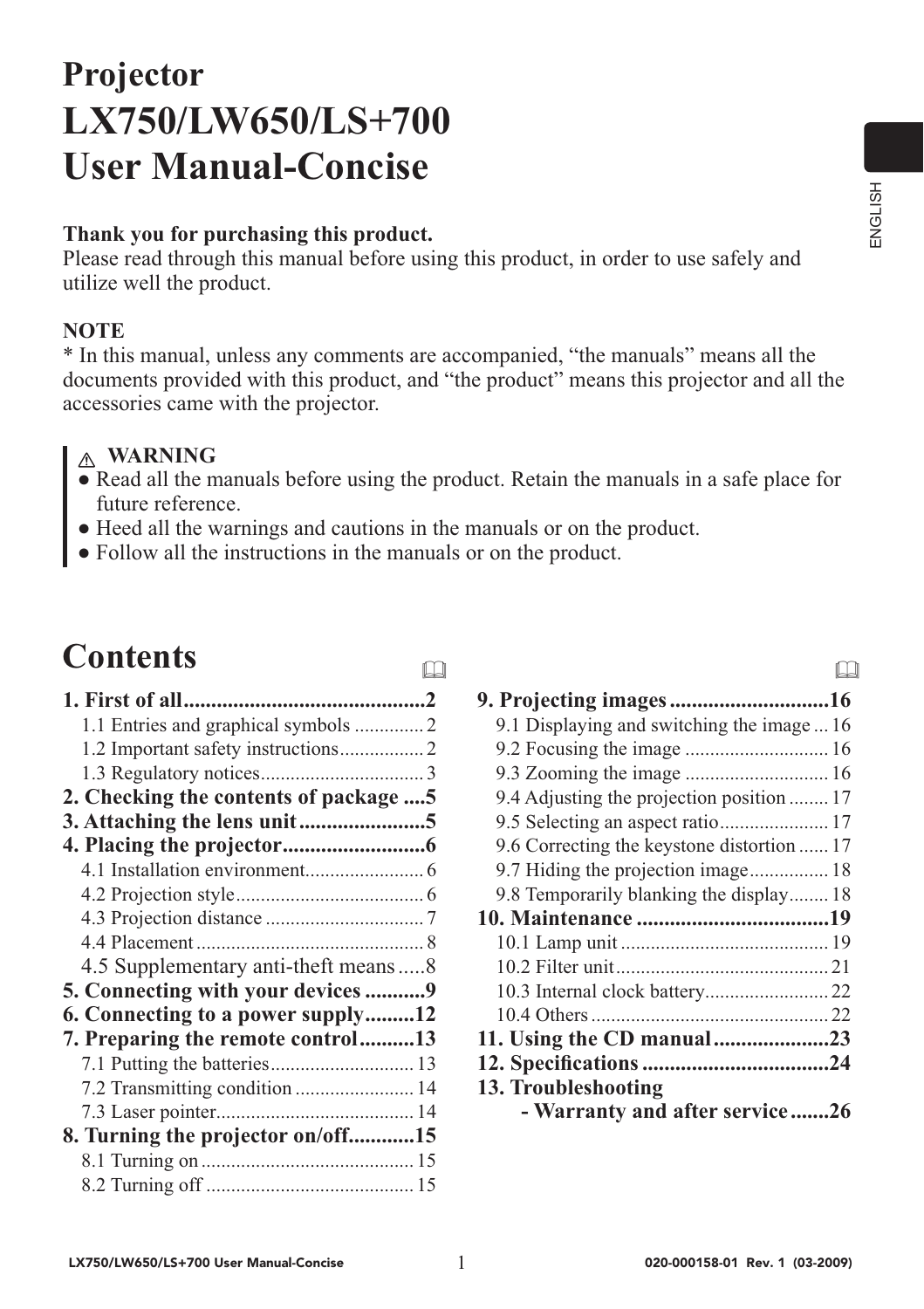# Projector
# LX750/LW650/LS+700
# User Manual-Concise

**Thank you for purchasing this product.**
Please read through this manual before using this product, in order to use safely and utilize well the product.

**NOTE**
* In this manual, unless any comments are accompanied, "the manuals" means all the documents provided with this product, and "the product" means this projector and all the accessories came with the projector.

> ⚠ **WARNING**
> ● Read all the manuals before using the product. Retain the manuals in a safe place for future reference.
> ● Heed all the warnings and cautions in the manuals or on the product.
> ● Follow all the instructions in the manuals or on the product.

## Contents

**1. First of all....................................2**
- 1.1 Entries and graphical symbols .............. 2
- 1.2 Important safety instructions................. 2
- 1.3 Regulatory notices................................ 3

**2. Checking the contents of package ....5**

**3. Attaching the lens unit .......................5**

**4. Placing the projector..........................6**
- 4.1 Installation environment........................ 6
- 4.2 Projection style...................................... 6
- 4.3 Projection distance ................................ 7
- 4.4 Placement ............................................. 8
- 4.5 Supplementary anti-theft means .....8

**5. Connecting with your devices ...........9**

**6. Connecting to a power supply.........12**

**7. Preparing the remote control..........13**
- 7.1 Putting the batteries............................. 13
- 7.2 Transmitting condition ........................ 14
- 7.3 Laser pointer........................................ 14

**8. Turning the projector on/off............15**
- 8.1 Turning on ........................................... 15
- 8.2 Turning off .......................................... 15

**9. Projecting images ............................16**
- 9.1 Displaying and switching the image ... 16
- 9.2 Focusing the image ............................. 16
- 9.3 Zooming the image ............................. 16
- 9.4 Adjusting the projection position ........ 17
- 9.5 Selecting an aspect ratio...................... 17
- 9.6 Correcting the keystone distortion ...... 17
- 9.7 Hiding the projection image................ 18
- 9.8 Temporarily blanking the display........ 18

**10. Maintenance ...................................19**
- 10.1 Lamp unit .......................................... 19
- 10.2 Filter unit........................................... 21
- 10.3 Internal clock battery......................... 22
- 10.4 Others ................................................ 22

**11. Using the CD manual .....................23**

**12. Specifications ..................................24**

**13. Troubleshooting - Warranty and after service .......26**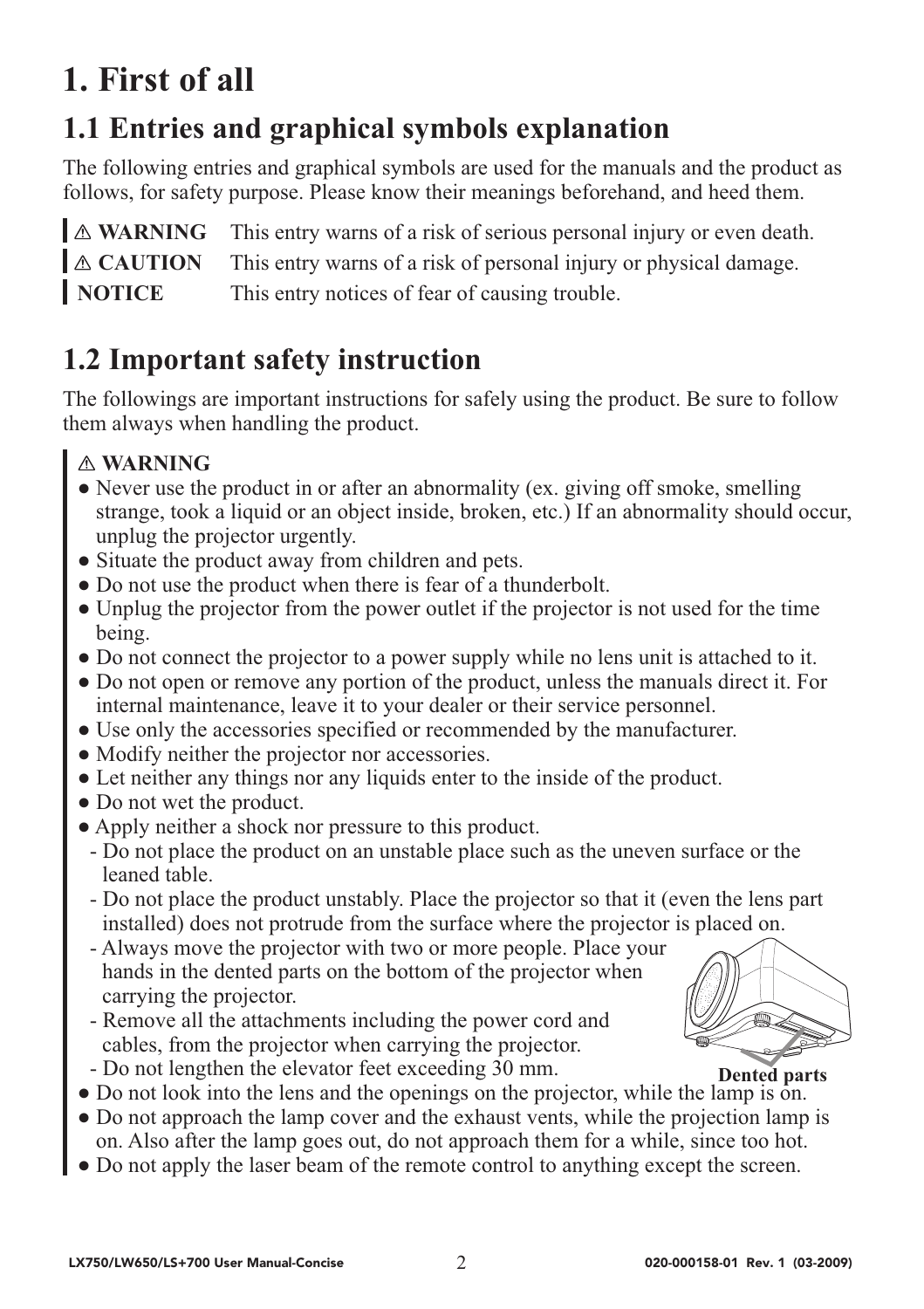# 1. First of all

## 1.1 Entries and graphical symbols explanation

The following entries and graphical symbols are used for the manuals and the product as follows, for safety purpose. Please know their meanings beforehand, and heed them.

**⚠ WARNING** This entry warns of a risk of serious personal injury or even death.

**⚠ CAUTION** This entry warns of a risk of personal injury or physical damage.

**NOTICE** This entry notices of fear of causing trouble.

## 1.2 Important safety instruction

The followings are important instructions for safely using the product. Be sure to follow them always when handling the product.

**⚠ WARNING**

- Never use the product in or after an abnormality (ex. giving off smoke, smelling strange, took a liquid or an object inside, broken, etc.) If an abnormality should occur, unplug the projector urgently.
- Situate the product away from children and pets.
- Do not use the product when there is fear of a thunderbolt.
- Unplug the projector from the power outlet if the projector is not used for the time being.
- Do not connect the projector to a power supply while no lens unit is attached to it.
- Do not open or remove any portion of the product, unless the manuals direct it. For internal maintenance, leave it to your dealer or their service personnel.
- Use only the accessories specified or recommended by the manufacturer.
- Modify neither the projector nor accessories.
- Let neither any things nor any liquids enter to the inside of the product.
- Do not wet the product.
- Apply neither a shock nor pressure to this product.
  - Do not place the product on an unstable place such as the uneven surface or the leaned table.
  - Do not place the product unstably. Place the projector so that it (even the lens part installed) does not protrude from the surface where the projector is placed on.
  - Always move the projector with two or more people. Place your hands in the dented parts on the bottom of the projector when carrying the projector.
  - Remove all the attachments including the power cord and cables, from the projector when carrying the projector.
  - Do not lengthen the elevator feet exceeding 30 mm.

Dented parts

- Do not look into the lens and the openings on the projector, while the lamp is on.
- Do not approach the lamp cover and the exhaust vents, while the projection lamp is on. Also after the lamp goes out, do not approach them for a while, since too hot.
- Do not apply the laser beam of the remote control to anything except the screen.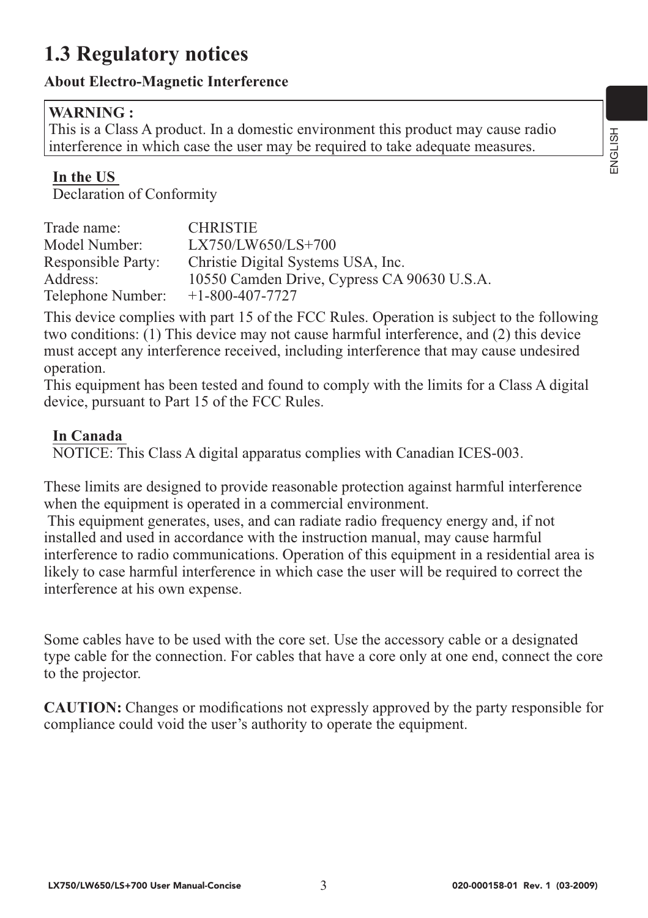# 1.3 Regulatory notices

**About Electro-Magnetic Interference**

**WARNING :**
This is a Class A product. In a domestic environment this product may cause radio interference in which case the user may be required to take adequate measures.

**In the US**
Declaration of Conformity

| | |
|---|---|
| Trade name: | CHRISTIE |
| Model Number: | LX750/LW650/LS+700 |
| Responsible Party: | Christie Digital Systems USA, Inc. |
| Address: | 10550 Camden Drive, Cypress CA 90630 U.S.A. |
| Telephone Number: | +1-800-407-7727 |

This device complies with part 15 of the FCC Rules. Operation is subject to the following two conditions: (1) This device may not cause harmful interference, and (2) this device must accept any interference received, including interference that may cause undesired operation.
This equipment has been tested and found to comply with the limits for a Class A digital device, pursuant to Part 15 of the FCC Rules.

**In Canada**
NOTICE: This Class A digital apparatus complies with Canadian ICES-003.

These limits are designed to provide reasonable protection against harmful interference when the equipment is operated in a commercial environment.
This equipment generates, uses, and can radiate radio frequency energy and, if not installed and used in accordance with the instruction manual, may cause harmful interference to radio communications. Operation of this equipment in a residential area is likely to case harmful interference in which case the user will be required to correct the interference at his own expense.

Some cables have to be used with the core set. Use the accessory cable or a designated type cable for the connection. For cables that have a core only at one end, connect the core to the projector.

**CAUTION:** Changes or modifications not expressly approved by the party responsible for compliance could void the user's authority to operate the equipment.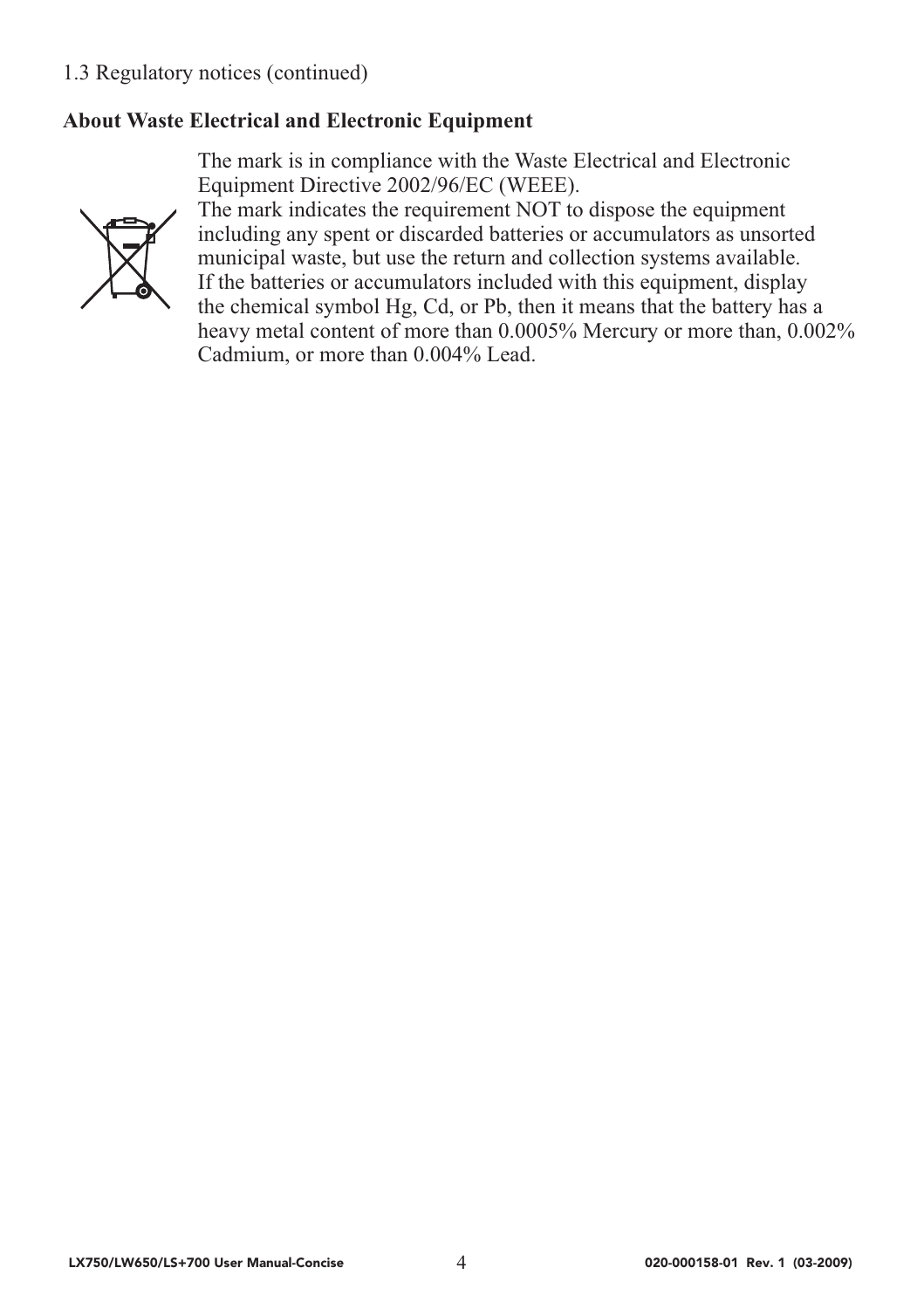1.3 Regulatory notices (continued)

**About Waste Electrical and Electronic Equipment**

The mark is in compliance with the Waste Electrical and Electronic Equipment Directive 2002/96/EC (WEEE).
The mark indicates the requirement NOT to dispose the equipment including any spent or discarded batteries or accumulators as unsorted municipal waste, but use the return and collection systems available.
If the batteries or accumulators included with this equipment, display the chemical symbol Hg, Cd, or Pb, then it means that the battery has a heavy metal content of more than 0.0005% Mercury or more than, 0.002% Cadmium, or more than 0.004% Lead.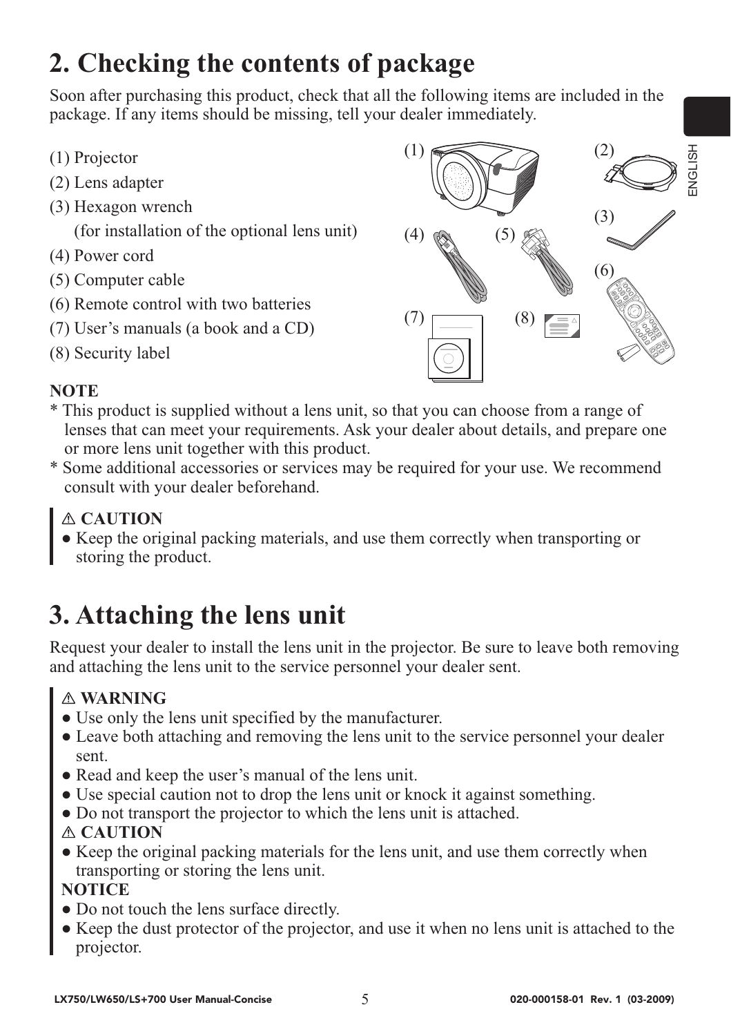# 2. Checking the contents of package

Soon after purchasing this product, check that all the following items are included in the package. If any items should be missing, tell your dealer immediately.

(1) Projector
(2) Lens adapter
(3) Hexagon wrench
(for installation of the optional lens unit)
(4) Power cord
(5) Computer cable
(6) Remote control with two batteries
(7) User's manuals (a book and a CD)
(8) Security label

**NOTE**
* This product is supplied without a lens unit, so that you can choose from a range of lenses that can meet your requirements. Ask your dealer about details, and prepare one or more lens unit together with this product.
* Some additional accessories or services may be required for your use. We recommend consult with your dealer beforehand.

⚠ **CAUTION**
● Keep the original packing materials, and use them correctly when transporting or storing the product.

# 3. Attaching the lens unit

Request your dealer to install the lens unit in the projector. Be sure to leave both removing and attaching the lens unit to the service personnel your dealer sent.

⚠ **WARNING**
● Use only the lens unit specified by the manufacturer.
● Leave both attaching and removing the lens unit to the service personnel your dealer sent.
● Read and keep the user's manual of the lens unit.
● Use special caution not to drop the lens unit or knock it against something.
● Do not transport the projector to which the lens unit is attached.

⚠ **CAUTION**
● Keep the original packing materials for the lens unit, and use them correctly when transporting or storing the lens unit.

**NOTICE**
● Do not touch the lens surface directly.
● Keep the dust protector of the projector, and use it when no lens unit is attached to the projector.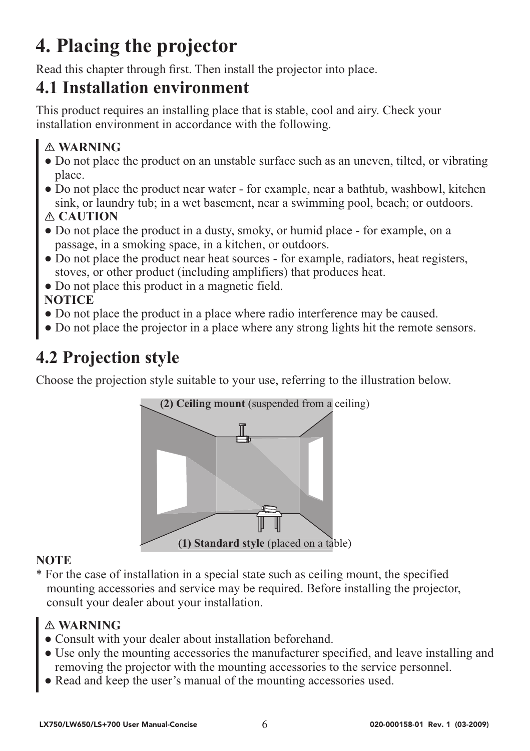# 4. Placing the projector

Read this chapter through first. Then install the projector into place.

## 4.1 Installation environment

This product requires an installing place that is stable, cool and airy. Check your installation environment in accordance with the following.

⚠ **WARNING**

- Do not place the product on an unstable surface such as an uneven, tilted, or vibrating place.
- Do not place the product near water - for example, near a bathtub, washbowl, kitchen sink, or laundry tub; in a wet basement, near a swimming pool, beach; or outdoors.

⚠ **CAUTION**

- Do not place the product in a dusty, smoky, or humid place - for example, on a passage, in a smoking space, in a kitchen, or outdoors.
- Do not place the product near heat sources - for example, radiators, heat registers, stoves, or other product (including amplifiers) that produces heat.
- Do not place this product in a magnetic field.

**NOTICE**

- Do not place the product in a place where radio interference may be caused.
- Do not place the projector in a place where any strong lights hit the remote sensors.

## 4.2 Projection style

Choose the projection style suitable to your use, referring to the illustration below.

**(2) Ceiling mount** (suspended from a ceiling)

**(1) Standard style** (placed on a table)

**NOTE**

\* For the case of installation in a special state such as ceiling mount, the specified mounting accessories and service may be required. Before installing the projector, consult your dealer about your installation.

⚠ **WARNING**

- Consult with your dealer about installation beforehand.
- Use only the mounting accessories the manufacturer specified, and leave installing and removing the projector with the mounting accessories to the service personnel.
- Read and keep the user's manual of the mounting accessories used.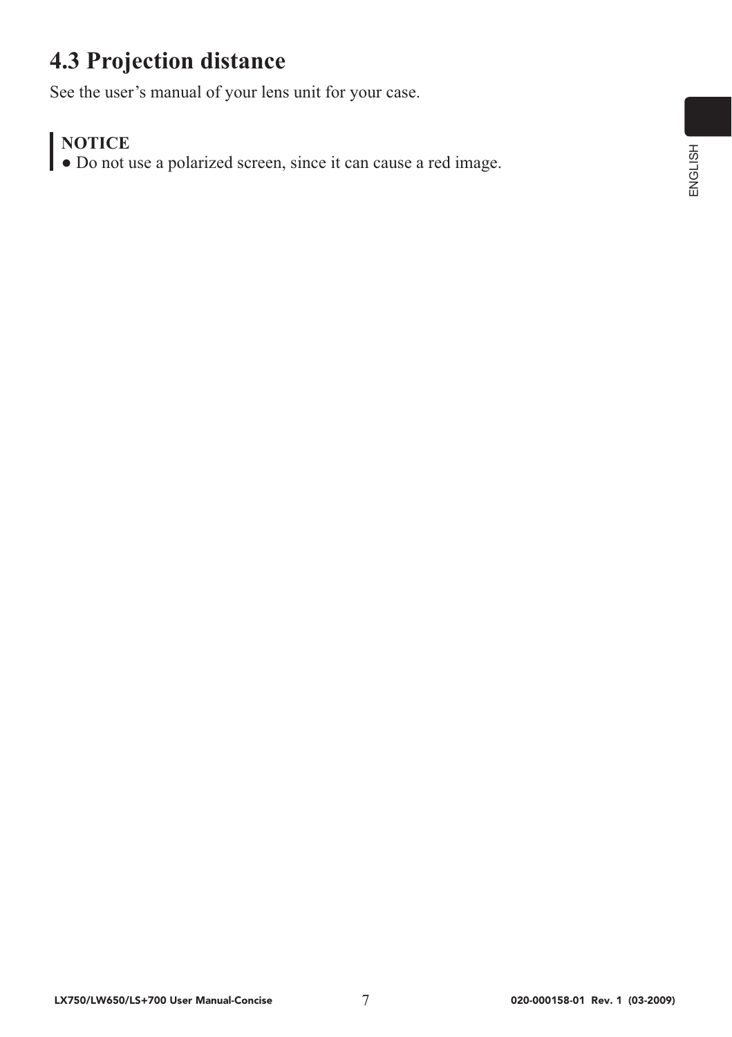## 4.3 Projection distance

See the user's manual of your lens unit for your case.

**NOTICE**
● Do not use a polarized screen, since it can cause a red image.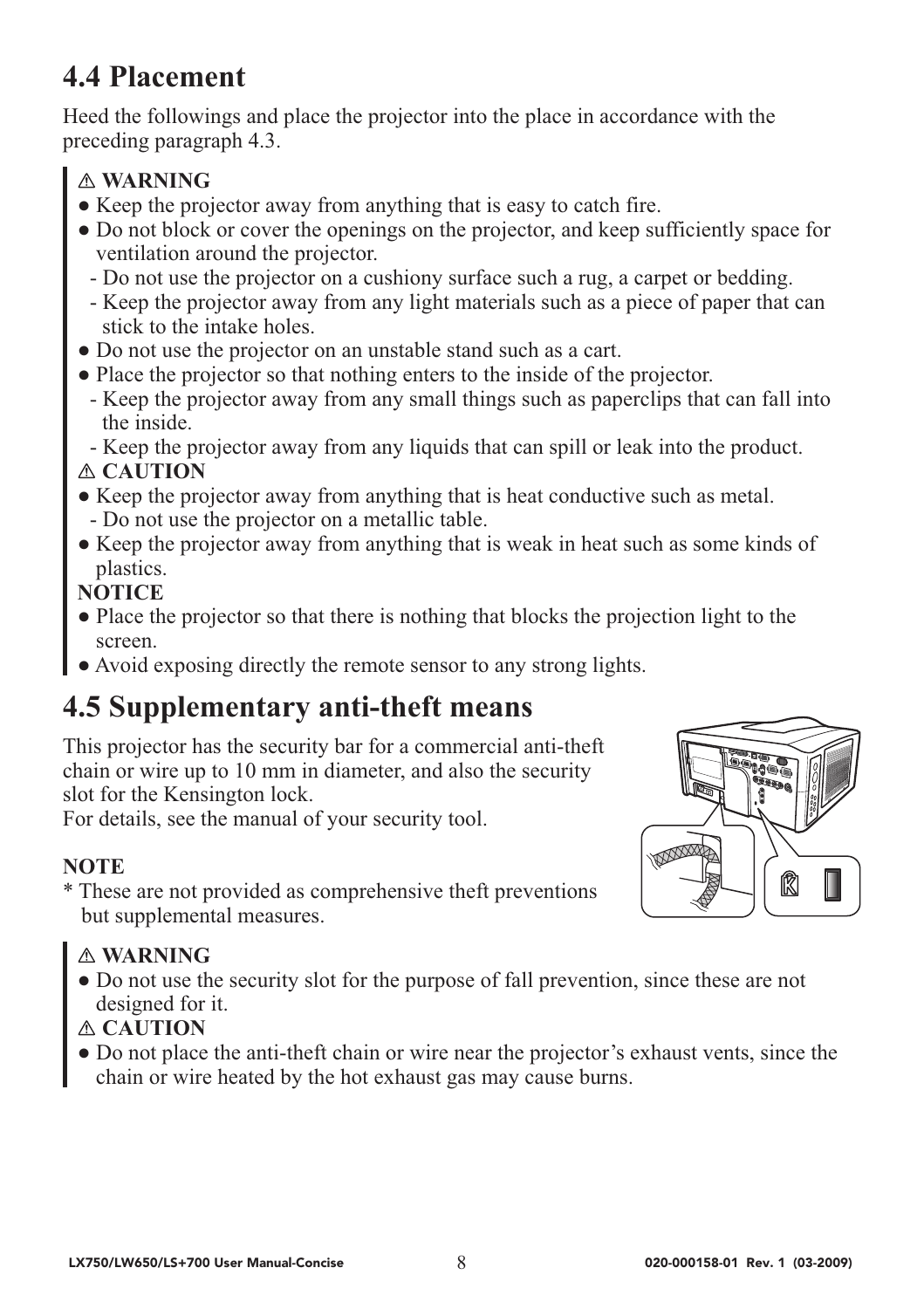## 4.4 Placement

Heed the followings and place the projector into the place in accordance with the preceding paragraph 4.3.

⚠ **WARNING**

- Keep the projector away from anything that is easy to catch fire.
- Do not block or cover the openings on the projector, and keep sufficiently space for ventilation around the projector.
  - Do not use the projector on a cushiony surface such a rug, a carpet or bedding.
  - Keep the projector away from any light materials such as a piece of paper that can stick to the intake holes.
- Do not use the projector on an unstable stand such as a cart.
- Place the projector so that nothing enters to the inside of the projector.
  - Keep the projector away from any small things such as paperclips that can fall into the inside.
  - Keep the projector away from any liquids that can spill or leak into the product.

⚠ **CAUTION**

- Keep the projector away from anything that is heat conductive such as metal.
  - Do not use the projector on a metallic table.
- Keep the projector away from anything that is weak in heat such as some kinds of plastics.

**NOTICE**

- Place the projector so that there is nothing that blocks the projection light to the screen.
- Avoid exposing directly the remote sensor to any strong lights.

## 4.5 Supplementary anti-theft means

This projector has the security bar for a commercial anti-theft chain or wire up to 10 mm in diameter, and also the security slot for the Kensington lock.
For details, see the manual of your security tool.

**NOTE**

* These are not provided as comprehensive theft preventions but supplemental measures.

⚠ **WARNING**

- Do not use the security slot for the purpose of fall prevention, since these are not designed for it.

⚠ **CAUTION**

- Do not place the anti-theft chain or wire near the projector's exhaust vents, since the chain or wire heated by the hot exhaust gas may cause burns.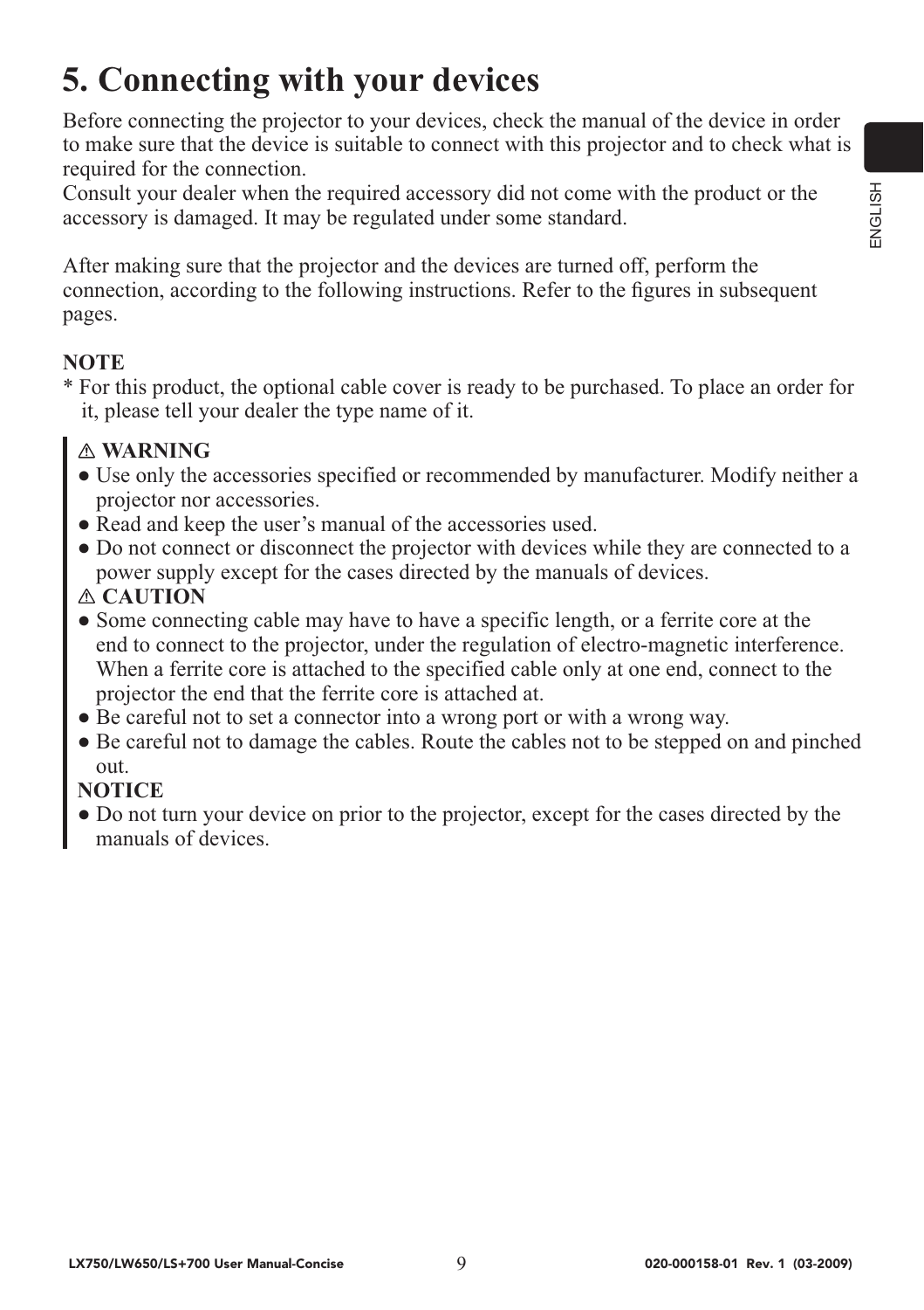# 5. Connecting with your devices

Before connecting the projector to your devices, check the manual of the device in order to make sure that the device is suitable to connect with this projector and to check what is required for the connection.
Consult your dealer when the required accessory did not come with the product or the accessory is damaged. It may be regulated under some standard.

After making sure that the projector and the devices are turned off, perform the connection, according to the following instructions. Refer to the figures in subsequent pages.

**NOTE**
* For this product, the optional cable cover is ready to be purchased. To place an order for it, please tell your dealer the type name of it.

**⚠ WARNING**
- Use only the accessories specified or recommended by manufacturer. Modify neither a projector nor accessories.
- Read and keep the user's manual of the accessories used.
- Do not connect or disconnect the projector with devices while they are connected to a power supply except for the cases directed by the manuals of devices.

**⚠ CAUTION**
- Some connecting cable may have to have a specific length, or a ferrite core at the end to connect to the projector, under the regulation of electro-magnetic interference. When a ferrite core is attached to the specified cable only at one end, connect to the projector the end that the ferrite core is attached at.
- Be careful not to set a connector into a wrong port or with a wrong way.
- Be careful not to damage the cables. Route the cables not to be stepped on and pinched out.

**NOTICE**
- Do not turn your device on prior to the projector, except for the cases directed by the manuals of devices.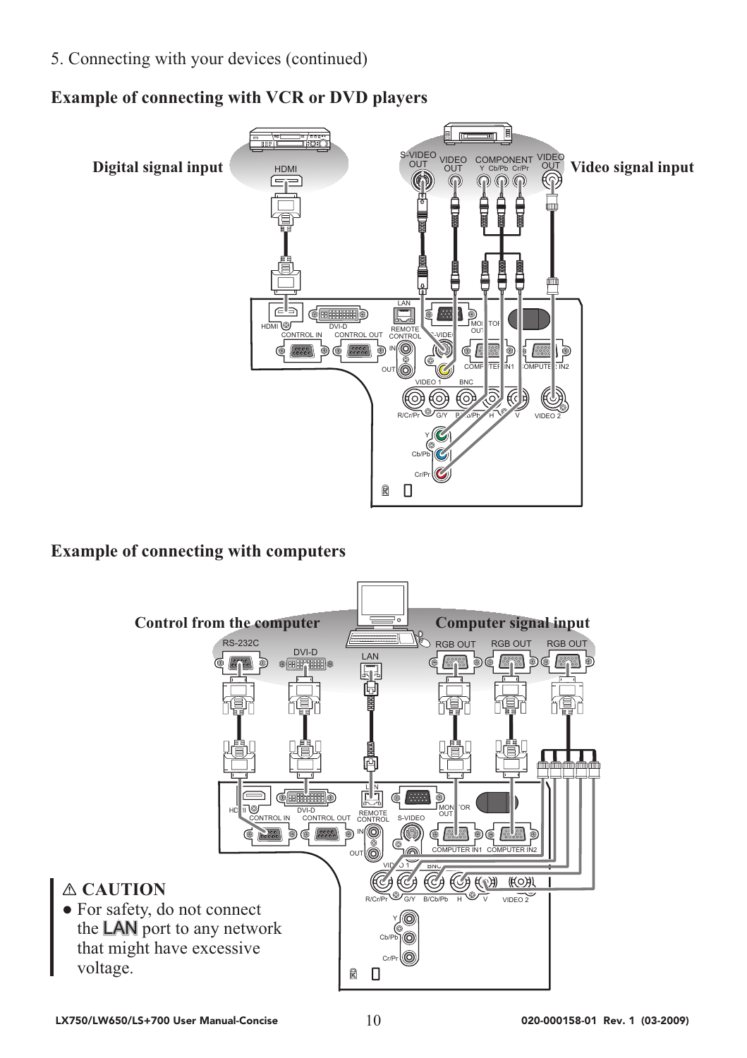5. Connecting with your devices (continued)

## Example of connecting with VCR or DVD players

**Digital signal input**

**Video signal input**

## Example of connecting with computers

**Control from the computer**

**Computer signal input**

### ⚠ CAUTION

- For safety, do not connect the LAN port to any network that might have excessive voltage.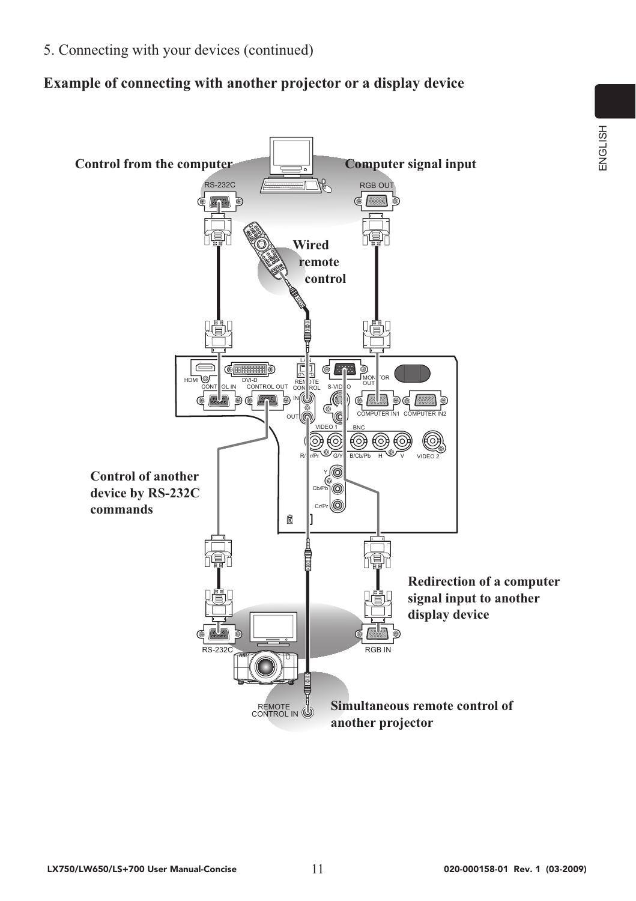5. Connecting with your devices (continued)

## Example of connecting with another projector or a display device

**Control from the computer**

**Computer signal input**

**Wired remote control**

**Control of another device by RS-232C commands**

**Redirection of a computer signal input to another display device**

**Simultaneous remote control of another projector**

RS-232C

RGB OUT

HDMI DVI-D LAN REMOTE CONTROL S-VIDEO MONITOR OUT

CONTROL IN CONTROL OUT IN OUT COMPUTER IN1 COMPUTER IN2

VIDEO 1 BNC

R/Cr/Pr G/Y B/Cb/Pb H V VIDEO 2

Y Cb/Pb Cr/Pr

RS-232C

RGB IN

REMOTE CONTROL IN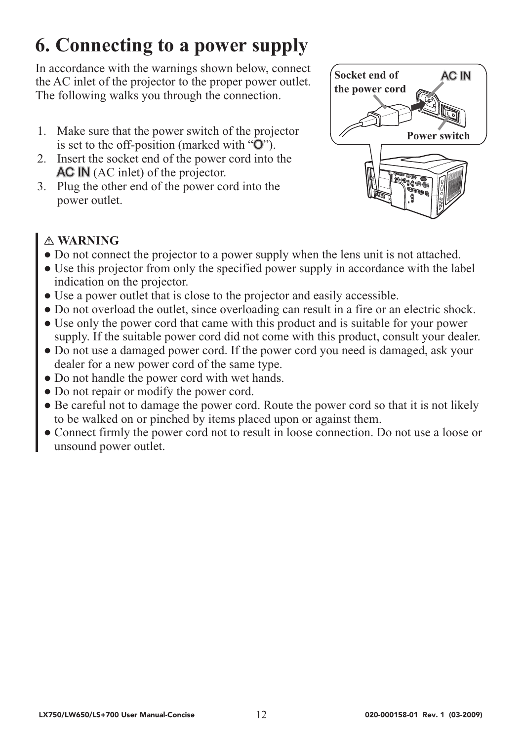# 6. Connecting to a power supply

In accordance with the warnings shown below, connect the AC inlet of the projector to the proper power outlet. The following walks you through the connection.

1. Make sure that the power switch of the projector is set to the off-position (marked with "O").
2. Insert the socket end of the power cord into the AC IN (AC inlet) of the projector.
3. Plug the other end of the power cord into the power outlet.

Socket end of the power cord

AC IN

Power switch

⚠ **WARNING**

- Do not connect the projector to a power supply when the lens unit is not attached.
- Use this projector from only the specified power supply in accordance with the label indication on the projector.
- Use a power outlet that is close to the projector and easily accessible.
- Do not overload the outlet, since overloading can result in a fire or an electric shock.
- Use only the power cord that came with this product and is suitable for your power supply. If the suitable power cord did not come with this product, consult your dealer.
- Do not use a damaged power cord. If the power cord you need is damaged, ask your dealer for a new power cord of the same type.
- Do not handle the power cord with wet hands.
- Do not repair or modify the power cord.
- Be careful not to damage the power cord. Route the power cord so that it is not likely to be walked on or pinched by items placed upon or against them.
- Connect firmly the power cord not to result in loose connection. Do not use a loose or unsound power outlet.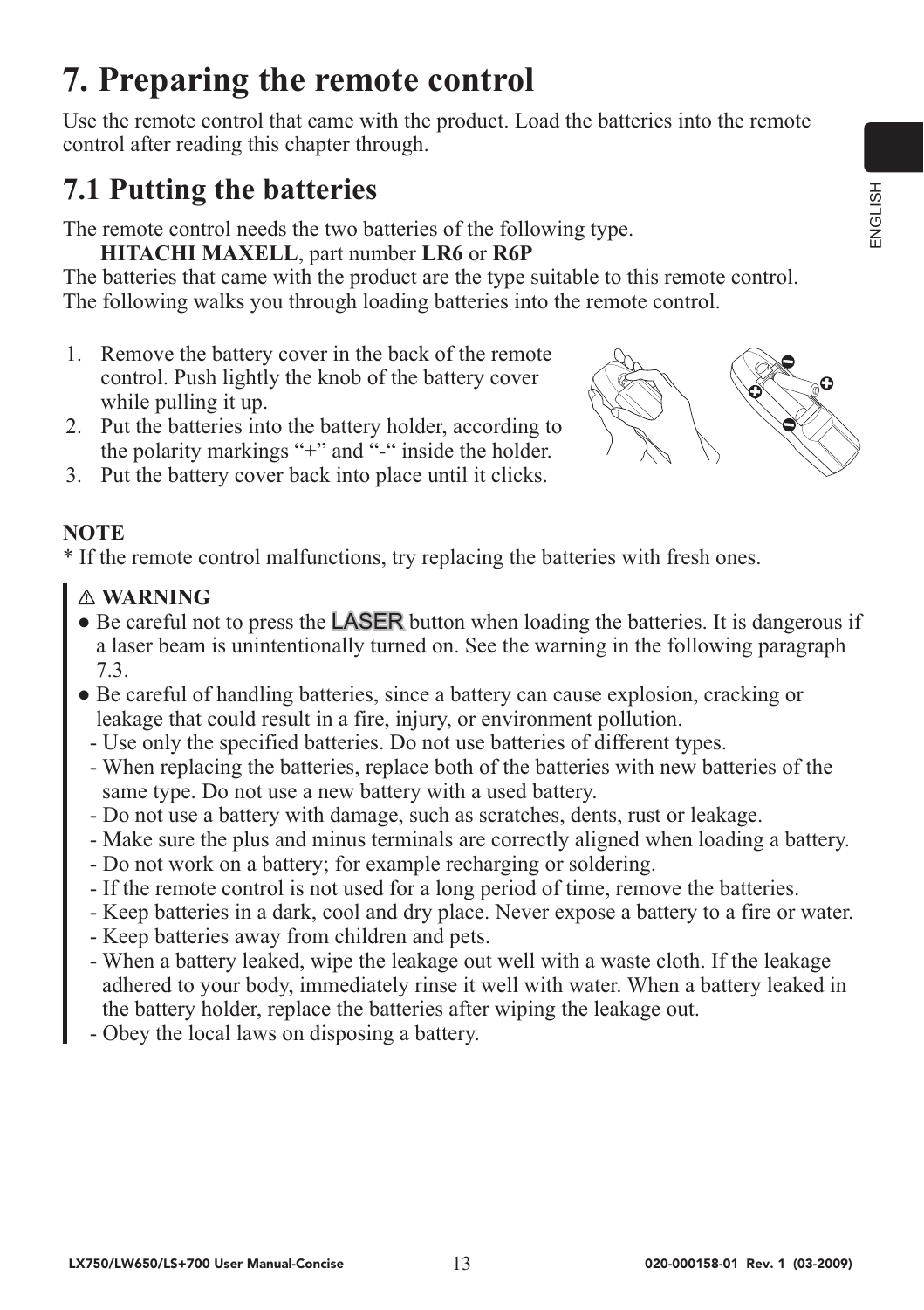# 7. Preparing the remote control

Use the remote control that came with the product. Load the batteries into the remote control after reading this chapter through.

## 7.1 Putting the batteries

The remote control needs the two batteries of the following type.

**HITACHI MAXELL**, part number **LR6** or **R6P**

The batteries that came with the product are the type suitable to this remote control. The following walks you through loading batteries into the remote control.

1. Remove the battery cover in the back of the remote control. Push lightly the knob of the battery cover while pulling it up.
2. Put the batteries into the battery holder, according to the polarity markings "+" and "-" inside the holder.
3. Put the battery cover back into place until it clicks.

**NOTE**

* If the remote control malfunctions, try replacing the batteries with fresh ones.

⚠ **WARNING**

- Be careful not to press the LASER button when loading the batteries. It is dangerous if a laser beam is unintentionally turned on. See the warning in the following paragraph 7.3.
- Be careful of handling batteries, since a battery can cause explosion, cracking or leakage that could result in a fire, injury, or environment pollution.
  - Use only the specified batteries. Do not use batteries of different types.
  - When replacing the batteries, replace both of the batteries with new batteries of the same type. Do not use a new battery with a used battery.
  - Do not use a battery with damage, such as scratches, dents, rust or leakage.
  - Make sure the plus and minus terminals are correctly aligned when loading a battery.
  - Do not work on a battery; for example recharging or soldering.
  - If the remote control is not used for a long period of time, remove the batteries.
  - Keep batteries in a dark, cool and dry place. Never expose a battery to a fire or water.
  - Keep batteries away from children and pets.
  - When a battery leaked, wipe the leakage out well with a waste cloth. If the leakage adhered to your body, immediately rinse it well with water. When a battery leaked in the battery holder, replace the batteries after wiping the leakage out.
  - Obey the local laws on disposing a battery.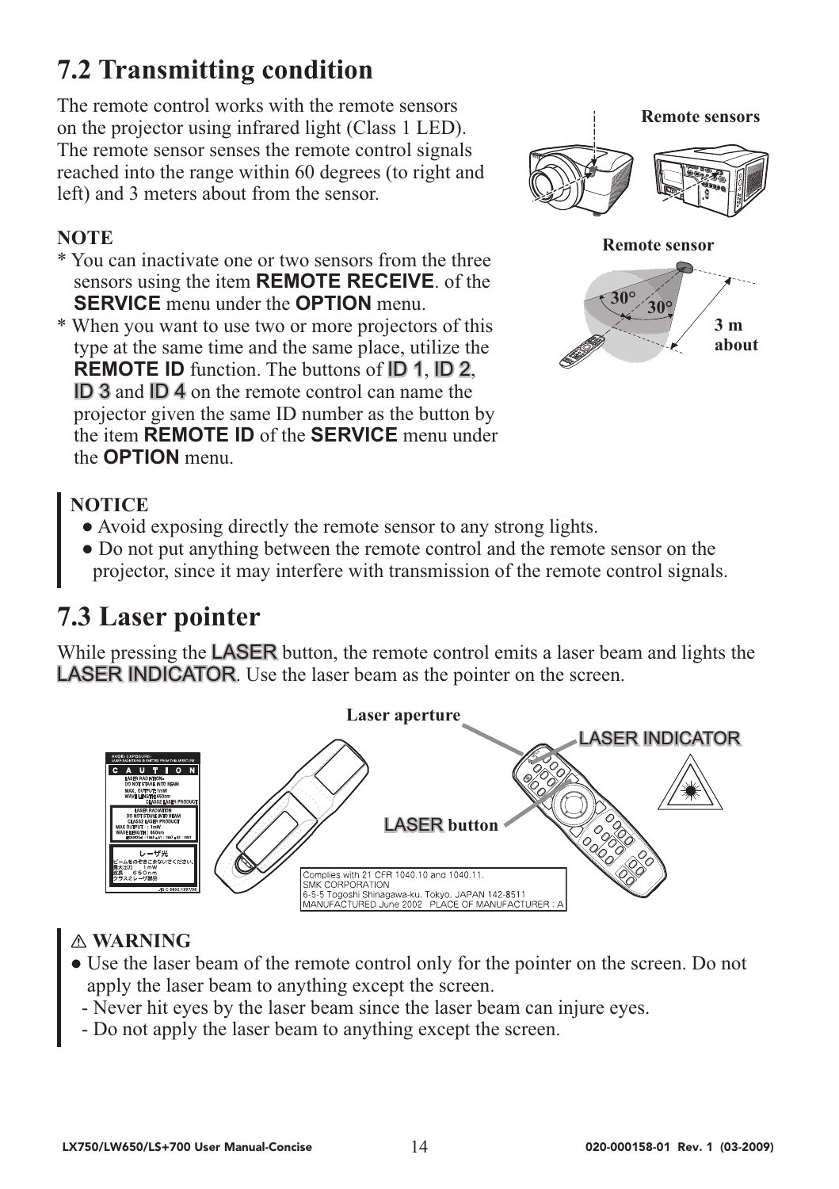## 7.2 Transmitting condition

The remote control works with the remote sensors on the projector using infrared light (Class 1 LED). The remote sensor senses the remote control signals reached into the range within 60 degrees (to right and left) and 3 meters about from the sensor.

Remote sensors

Remote sensor

30° 30°

3 m about

**NOTE**

* You can inactivate one or two sensors from the three sensors using the item **REMOTE RECEIVE**. of the **SERVICE** menu under the **OPTION** menu.
* When you want to use two or more projectors of this type at the same time and the same place, utilize the **REMOTE ID** function. The buttons of **ID 1**, **ID 2**, **ID 3** and **ID 4** on the remote control can name the projector given the same ID number as the button by the item **REMOTE ID** of the **SERVICE** menu under the **OPTION** menu.

**NOTICE**

- Avoid exposing directly the remote sensor to any strong lights.
- Do not put anything between the remote control and the remote sensor on the projector, since it may interfere with transmission of the remote control signals.

## 7.3 Laser pointer

While pressing the **LASER** button, the remote control emits a laser beam and lights the **LASER INDICATOR**. Use the laser beam as the pointer on the screen.

Laser aperture

LASER INDICATOR

LASER button

Complies with 21 CFR 1040.10 and 1040.11.
SMK CORPORATION
6-5-5 Togoshi Shinagawa-ku, Tokyo, JAPAN 142-8511
MANUFACTURED June 2002 PLACE OF MANUFACTURER : A

**⚠ WARNING**

- Use the laser beam of the remote control only for the pointer on the screen. Do not apply the laser beam to anything except the screen.
  - Never hit eyes by the laser beam since the laser beam can injure eyes.
  - Do not apply the laser beam to anything except the screen.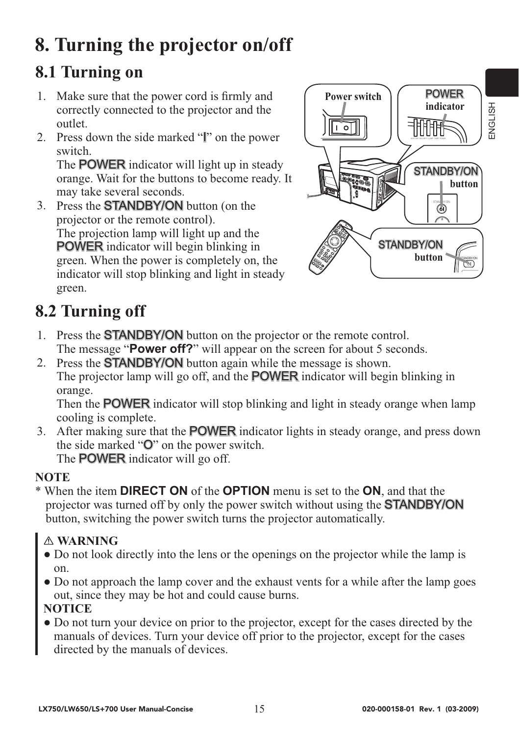# 8. Turning the projector on/off

## 8.1 Turning on

1. Make sure that the power cord is firmly and correctly connected to the projector and the outlet.
2. Press down the side marked "I" on the power switch.
   The **POWER** indicator will light up in steady orange. Wait for the buttons to become ready. It may take several seconds.
3. Press the **STANDBY/ON** button (on the projector or the remote control).
   The projection lamp will light up and the **POWER** indicator will begin blinking in green. When the power is completely on, the indicator will stop blinking and light in steady green.

## 8.2 Turning off

1. Press the **STANDBY/ON** button on the projector or the remote control.
   The message "**Power off?**" will appear on the screen for about 5 seconds.
2. Press the **STANDBY/ON** button again while the message is shown.
   The projector lamp will go off, and the **POWER** indicator will begin blinking in orange.
   Then the **POWER** indicator will stop blinking and light in steady orange when lamp cooling is complete.
3. After making sure that the **POWER** indicator lights in steady orange, and press down the side marked "O" on the power switch.
   The **POWER** indicator will go off.

**NOTE**

* When the item **DIRECT ON** of the **OPTION** menu is set to the **ON**, and that the projector was turned off by only the power switch without using the **STANDBY/ON** button, switching the power switch turns the projector automatically.

⚠ **WARNING**

- Do not look directly into the lens or the openings on the projector while the lamp is on.
- Do not approach the lamp cover and the exhaust vents for a while after the lamp goes out, since they may be hot and could cause burns.

**NOTICE**

- Do not turn your device on prior to the projector, except for the cases directed by the manuals of devices. Turn your device off prior to the projector, except for the cases directed by the manuals of devices.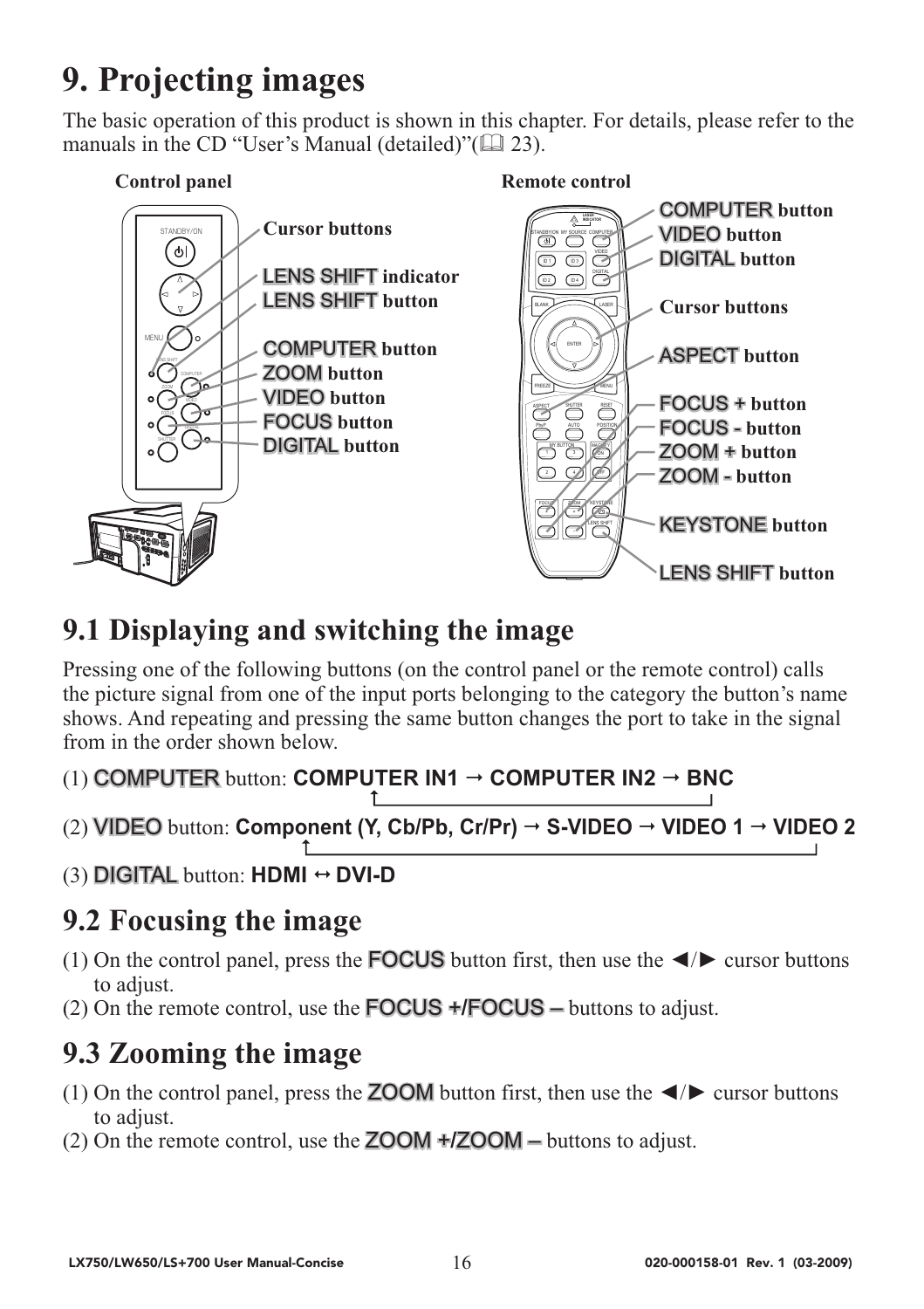# 9. Projecting images

The basic operation of this product is shown in this chapter. For details, please refer to the manuals in the CD "User's Manual (detailed)"(📖 23).

**Control panel**

- Cursor buttons
- **LENS SHIFT** indicator
- **LENS SHIFT** button
- **COMPUTER** button
- **ZOOM** button
- **VIDEO** button
- **FOCUS** button
- **DIGITAL** button

**Remote control**

- **COMPUTER** button
- **VIDEO** button
- **DIGITAL** button
- Cursor buttons
- **ASPECT** button
- **FOCUS +** button
- **FOCUS -** button
- **ZOOM +** button
- **ZOOM -** button
- **KEYSTONE** button
- **LENS SHIFT** button

## 9.1 Displaying and switching the image

Pressing one of the following buttons (on the control panel or the remote control) calls the picture signal from one of the input ports belonging to the category the button's name shows. And repeating and pressing the same button changes the port to take in the signal from in the order shown below.

(1) **COMPUTER** button: **COMPUTER IN1 → COMPUTER IN2 → BNC** (→ back to COMPUTER IN1)

(2) **VIDEO** button: **Component (Y, Cb/Pb, Cr/Pr) → S-VIDEO → VIDEO 1 → VIDEO 2** (→ back to Component)

(3) **DIGITAL** button: **HDMI ↔ DVI-D**

## 9.2 Focusing the image

(1) On the control panel, press the **FOCUS** button first, then use the ◄/► cursor buttons to adjust.

(2) On the remote control, use the **FOCUS +/FOCUS –** buttons to adjust.

## 9.3 Zooming the image

(1) On the control panel, press the **ZOOM** button first, then use the ◄/► cursor buttons to adjust.

(2) On the remote control, use the **ZOOM +/ZOOM –** buttons to adjust.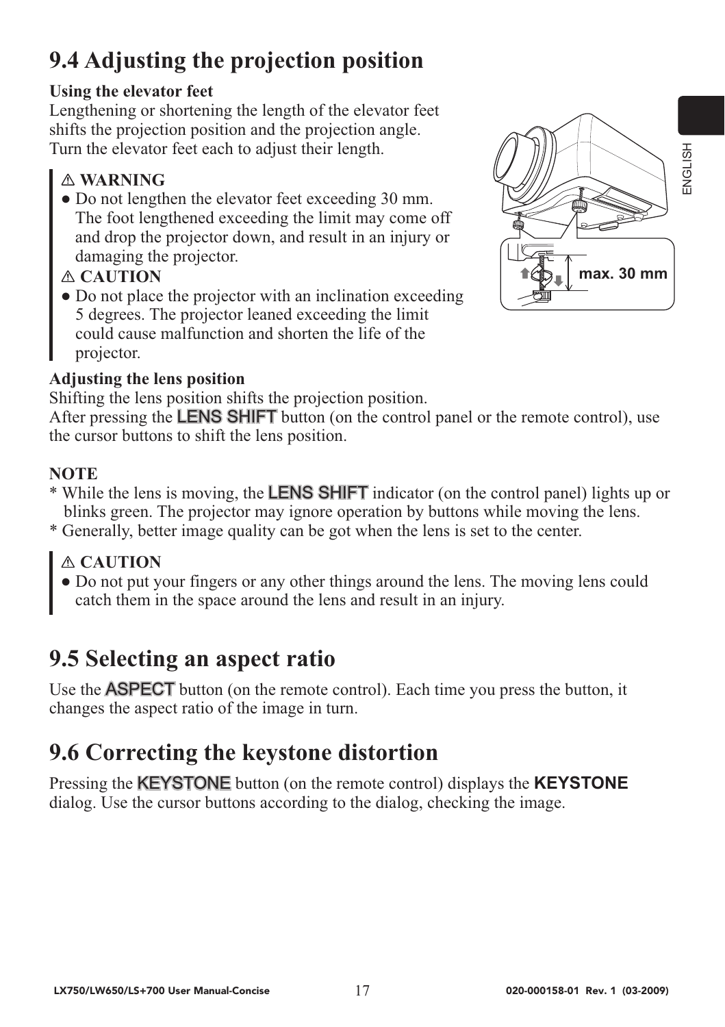## 9.4 Adjusting the projection position

**Using the elevator feet**

Lengthening or shortening the length of the elevator feet shifts the projection position and the projection angle.
Turn the elevator feet each to adjust their length.

> ⚠ **WARNING**
> - Do not lengthen the elevator feet exceeding 30 mm. The foot lengthened exceeding the limit may come off and drop the projector down, and result in an injury or damaging the projector.
>
> ⚠ **CAUTION**
> - Do not place the projector with an inclination exceeding 5 degrees. The projector leaned exceeding the limit could cause malfunction and shorten the life of the projector.

max. 30 mm

**Adjusting the lens position**

Shifting the lens position shifts the projection position.
After pressing the **LENS SHIFT** button (on the control panel or the remote control), use the cursor buttons to shift the lens position.

**NOTE**

* While the lens is moving, the **LENS SHIFT** indicator (on the control panel) lights up or blinks green. The projector may ignore operation by buttons while moving the lens.
* Generally, better image quality can be got when the lens is set to the center.

> ⚠ **CAUTION**
> - Do not put your fingers or any other things around the lens. The moving lens could catch them in the space around the lens and result in an injury.

## 9.5 Selecting an aspect ratio

Use the **ASPECT** button (on the remote control). Each time you press the button, it changes the aspect ratio of the image in turn.

## 9.6 Correcting the keystone distortion

Pressing the **KEYSTONE** button (on the remote control) displays the **KEYSTONE** dialog. Use the cursor buttons according to the dialog, checking the image.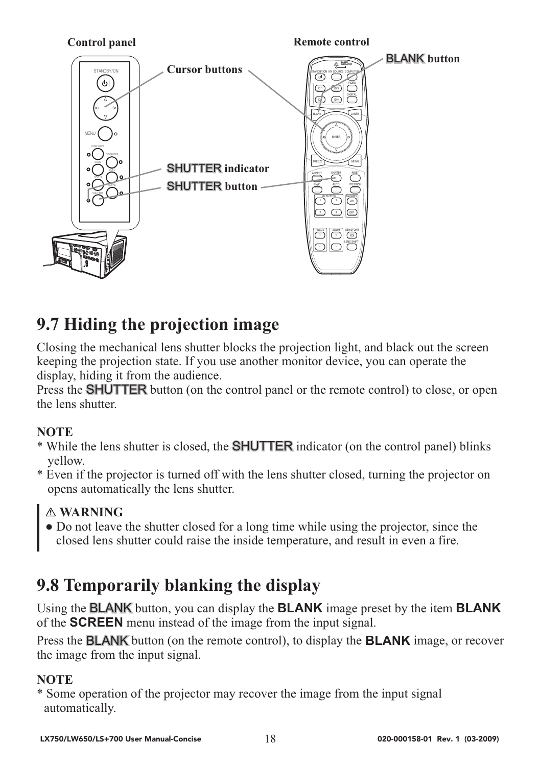**Control panel** **Remote control**

**Cursor buttons** **BLANK button**

**SHUTTER indicator**

**SHUTTER button**

# 9.7 Hiding the projection image

Closing the mechanical lens shutter blocks the projection light, and black out the screen keeping the projection state. If you use another monitor device, you can operate the display, hiding it from the audience.
Press the SHUTTER button (on the control panel or the remote control) to close, or open the lens shutter.

**NOTE**
* While the lens shutter is closed, the SHUTTER indicator (on the control panel) blinks yellow.
* Even if the projector is turned off with the lens shutter closed, turning the projector on opens automatically the lens shutter.

> ⚠ **WARNING**
> ● Do not leave the shutter closed for a long time while using the projector, since the closed lens shutter could raise the inside temperature, and result in even a fire.

# 9.8 Temporarily blanking the display

Using the BLANK button, you can display the **BLANK** image preset by the item **BLANK** of the **SCREEN** menu instead of the image from the input signal.

Press the BLANK button (on the remote control), to display the **BLANK** image, or recover the image from the input signal.

**NOTE**
* Some operation of the projector may recover the image from the input signal automatically.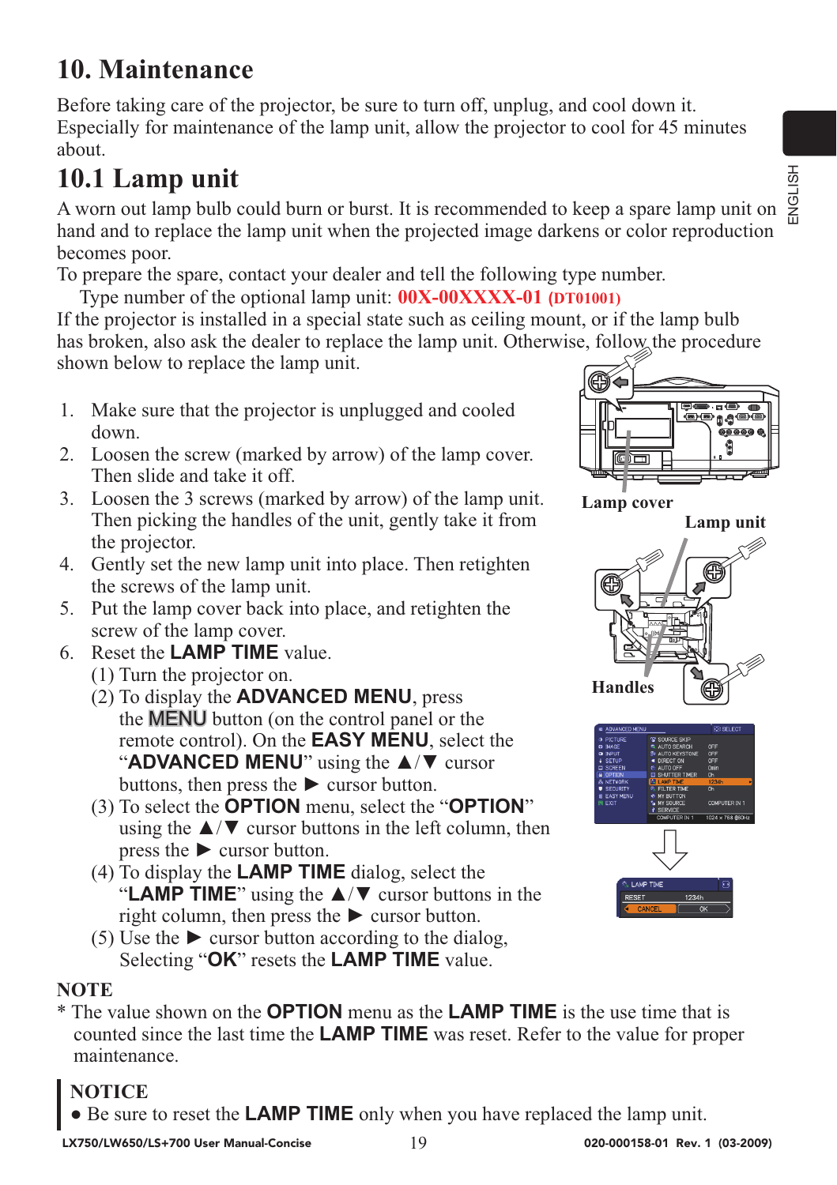# 10. Maintenance

Before taking care of the projector, be sure to turn off, unplug, and cool down it. Especially for maintenance of the lamp unit, allow the projector to cool for 45 minutes about.

## 10.1 Lamp unit

A worn out lamp bulb could burn or burst. It is recommended to keep a spare lamp unit on hand and to replace the lamp unit when the projected image darkens or color reproduction becomes poor.

To prepare the spare, contact your dealer and tell the following type number.

Type number of the optional lamp unit: **00X-00XXXX-01 (DT01001)**

If the projector is installed in a special state such as ceiling mount, or if the lamp bulb has broken, also ask the dealer to replace the lamp unit. Otherwise, follow the procedure shown below to replace the lamp unit.

1. Make sure that the projector is unplugged and cooled down.
2. Loosen the screw (marked by arrow) of the lamp cover. Then slide and take it off.
3. Loosen the 3 screws (marked by arrow) of the lamp unit. Then picking the handles of the unit, gently take it from the projector.
4. Gently set the new lamp unit into place. Then retighten the screws of the lamp unit.
5. Put the lamp cover back into place, and retighten the screw of the lamp cover.
6. Reset the **LAMP TIME** value.
   (1) Turn the projector on.
   (2) To display the **ADVANCED MENU**, press the **MENU** button (on the control panel or the remote control). On the **EASY MENU**, select the "**ADVANCED MENU**" using the ▲/▼ cursor buttons, then press the ► cursor button.
   (3) To select the **OPTION** menu, select the "**OPTION**" using the ▲/▼ cursor buttons in the left column, then press the ► cursor button.
   (4) To display the **LAMP TIME** dialog, select the "**LAMP TIME**" using the ▲/▼ cursor buttons in the right column, then press the ► cursor button.
   (5) Use the ► cursor button according to the dialog, Selecting "**OK**" resets the **LAMP TIME** value.

Lamp cover

Lamp unit

Handles

**NOTE**

* The value shown on the **OPTION** menu as the **LAMP TIME** is the use time that is counted since the last time the **LAMP TIME** was reset. Refer to the value for proper maintenance.

**NOTICE**

● Be sure to reset the **LAMP TIME** only when you have replaced the lamp unit.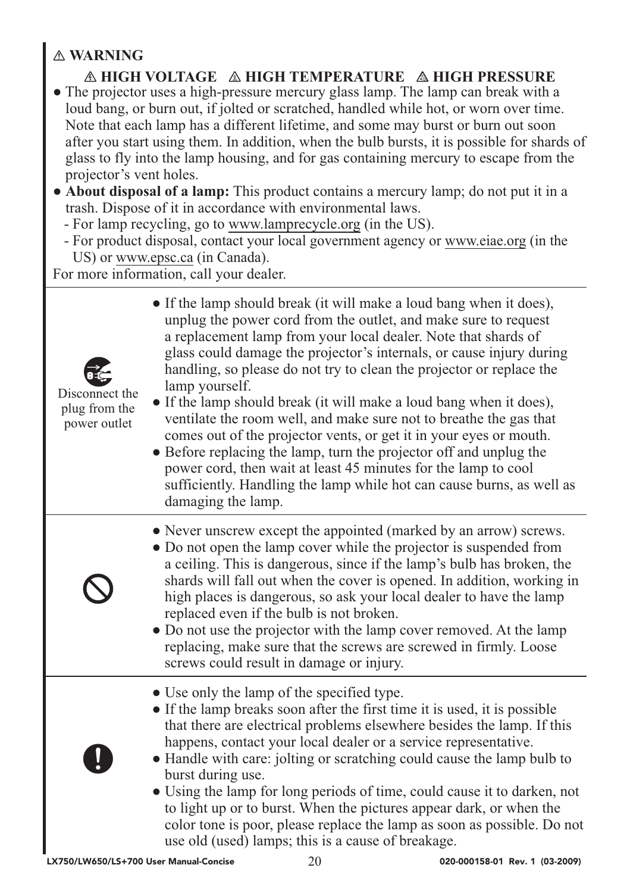⚠ **WARNING**

**⚠ HIGH VOLTAGE ⚠ HIGH TEMPERATURE ⚠ HIGH PRESSURE**

● The projector uses a high-pressure mercury glass lamp. The lamp can break with a loud bang, or burn out, if jolted or scratched, handled while hot, or worn over time. Note that each lamp has a different lifetime, and some may burst or burn out soon after you start using them. In addition, when the bulb bursts, it is possible for shards of glass to fly into the lamp housing, and for gas containing mercury to escape from the projector's vent holes.

● **About disposal of a lamp:** This product contains a mercury lamp; do not put it in a trash. Dispose of it in accordance with environmental laws.
  - For lamp recycling, go to www.lamprecycle.org (in the US).
  - For product disposal, contact your local government agency or www.eiae.org (in the US) or www.epsc.ca (in Canada).

For more information, call your dealer.

Disconnect the plug from the power outlet

● If the lamp should break (it will make a loud bang when it does), unplug the power cord from the outlet, and make sure to request a replacement lamp from your local dealer. Note that shards of glass could damage the projector's internals, or cause injury during handling, so please do not try to clean the projector or replace the lamp yourself.
● If the lamp should break (it will make a loud bang when it does), ventilate the room well, and make sure not to breathe the gas that comes out of the projector vents, or get it in your eyes or mouth.
● Before replacing the lamp, turn the projector off and unplug the power cord, then wait at least 45 minutes for the lamp to cool sufficiently. Handling the lamp while hot can cause burns, as well as damaging the lamp.

● Never unscrew except the appointed (marked by an arrow) screws.
● Do not open the lamp cover while the projector is suspended from a ceiling. This is dangerous, since if the lamp's bulb has broken, the shards will fall out when the cover is opened. In addition, working in high places is dangerous, so ask your local dealer to have the lamp replaced even if the bulb is not broken.
● Do not use the projector with the lamp cover removed. At the lamp replacing, make sure that the screws are screwed in firmly. Loose screws could result in damage or injury.

● Use only the lamp of the specified type.
● If the lamp breaks soon after the first time it is used, it is possible that there are electrical problems elsewhere besides the lamp. If this happens, contact your local dealer or a service representative.
● Handle with care: jolting or scratching could cause the lamp bulb to burst during use.
● Using the lamp for long periods of time, could cause it to darken, not to light up or to burst. When the pictures appear dark, or when the color tone is poor, please replace the lamp as soon as possible. Do not use old (used) lamps; this is a cause of breakage.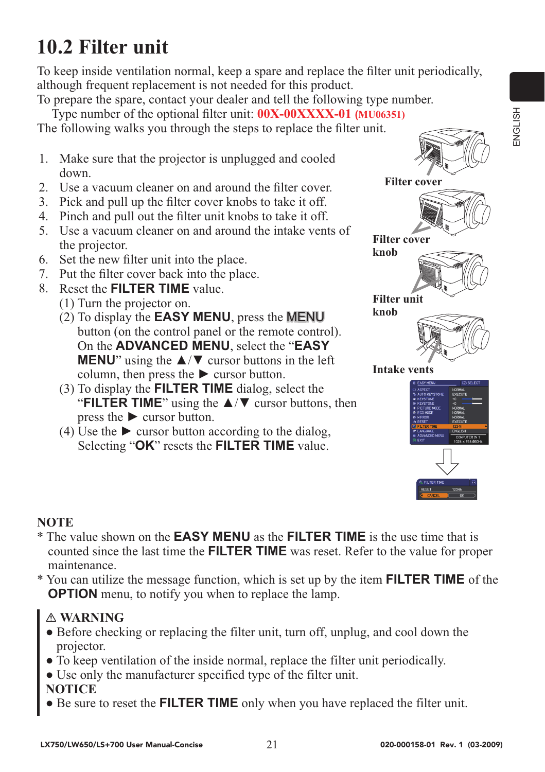# 10.2 Filter unit

To keep inside ventilation normal, keep a spare and replace the filter unit periodically, although frequent replacement is not needed for this product.
To prepare the spare, contact your dealer and tell the following type number.

Type number of the optional filter unit: **00X-00XXXX-01** **(MU06351)**

The following walks you through the steps to replace the filter unit.

1. Make sure that the projector is unplugged and cooled down.
2. Use a vacuum cleaner on and around the filter cover.
3. Pick and pull up the filter cover knobs to take it off.
4. Pinch and pull out the filter unit knobs to take it off.
5. Use a vacuum cleaner on and around the intake vents of the projector.
6. Set the new filter unit into the place.
7. Put the filter cover back into the place.
8. Reset the **FILTER TIME** value.
   (1) Turn the projector on.
   (2) To display the **EASY MENU**, press the **MENU** button (on the control panel or the remote control). On the **ADVANCED MENU**, select the "**EASY MENU**" using the ▲/▼ cursor buttons in the left column, then press the ► cursor button.
   (3) To display the **FILTER TIME** dialog, select the "**FILTER TIME**" using the ▲/▼ cursor buttons, then press the ► cursor button.
   (4) Use the ► cursor button according to the dialog, Selecting "**OK**" resets the **FILTER TIME** value.

**Filter cover**

**Filter cover knob**

**Filter unit knob**

**Intake vents**

**NOTE**
* The value shown on the **EASY MENU** as the **FILTER TIME** is the use time that is counted since the last time the **FILTER TIME** was reset. Refer to the value for proper maintenance.
* You can utilize the message function, which is set up by the item **FILTER TIME** of the **OPTION** menu, to notify you when to replace the lamp.

**⚠ WARNING**
- Before checking or replacing the filter unit, turn off, unplug, and cool down the projector.
- To keep ventilation of the inside normal, replace the filter unit periodically.
- Use only the manufacturer specified type of the filter unit.

**NOTICE**
- Be sure to reset the **FILTER TIME** only when you have replaced the filter unit.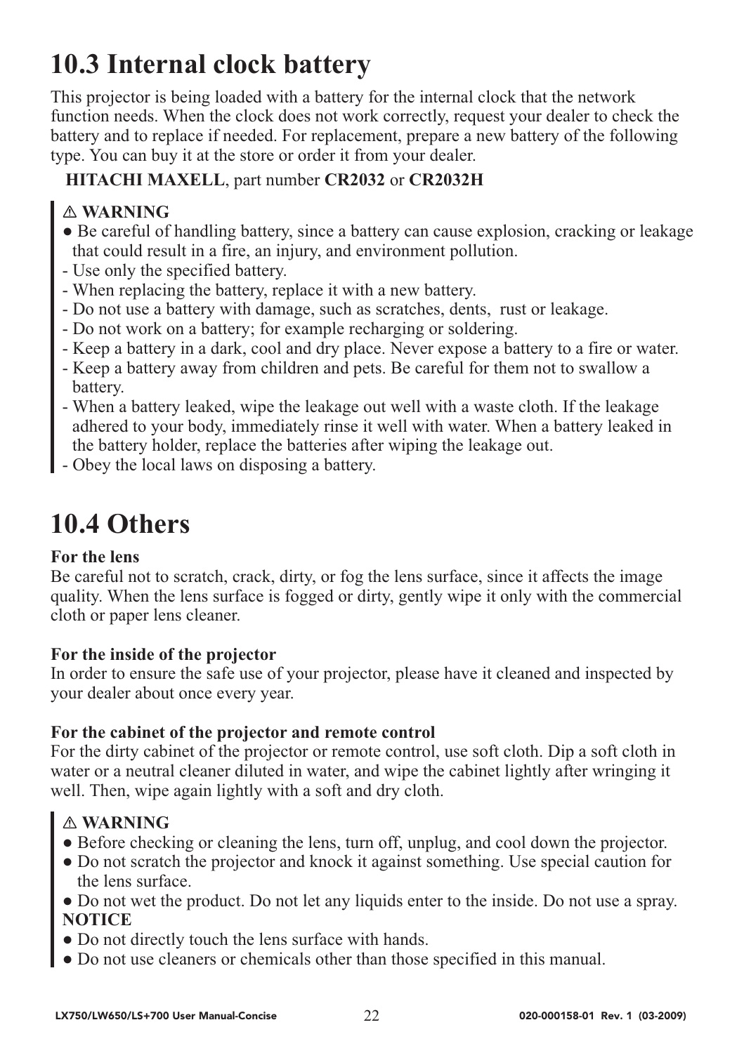# 10.3 Internal clock battery

This projector is being loaded with a battery for the internal clock that the network function needs. When the clock does not work correctly, request your dealer to check the battery and to replace if needed. For replacement, prepare a new battery of the following type. You can buy it at the store or order it from your dealer.

**HITACHI MAXELL**, part number **CR2032** or **CR2032H**

> ⚠ **WARNING**
> ● Be careful of handling battery, since a battery can cause explosion, cracking or leakage that could result in a fire, an injury, and environment pollution.
> - Use only the specified battery.
> - When replacing the battery, replace it with a new battery.
> - Do not use a battery with damage, such as scratches, dents, rust or leakage.
> - Do not work on a battery; for example recharging or soldering.
> - Keep a battery in a dark, cool and dry place. Never expose a battery to a fire or water.
> - Keep a battery away from children and pets. Be careful for them not to swallow a battery.
> - When a battery leaked, wipe the leakage out well with a waste cloth. If the leakage adhered to your body, immediately rinse it well with water. When a battery leaked in the battery holder, replace the batteries after wiping the leakage out.
> - Obey the local laws on disposing a battery.

# 10.4 Others

**For the lens**

Be careful not to scratch, crack, dirty, or fog the lens surface, since it affects the image quality. When the lens surface is fogged or dirty, gently wipe it only with the commercial cloth or paper lens cleaner.

**For the inside of the projector**

In order to ensure the safe use of your projector, please have it cleaned and inspected by your dealer about once every year.

**For the cabinet of the projector and remote control**

For the dirty cabinet of the projector or remote control, use soft cloth. Dip a soft cloth in water or a neutral cleaner diluted in water, and wipe the cabinet lightly after wringing it well. Then, wipe again lightly with a soft and dry cloth.

> ⚠ **WARNING**
> ● Before checking or cleaning the lens, turn off, unplug, and cool down the projector.
> ● Do not scratch the projector and knock it against something. Use special caution for the lens surface.
> ● Do not wet the product. Do not let any liquids enter to the inside. Do not use a spray.
>
> **NOTICE**
> ● Do not directly touch the lens surface with hands.
> ● Do not use cleaners or chemicals other than those specified in this manual.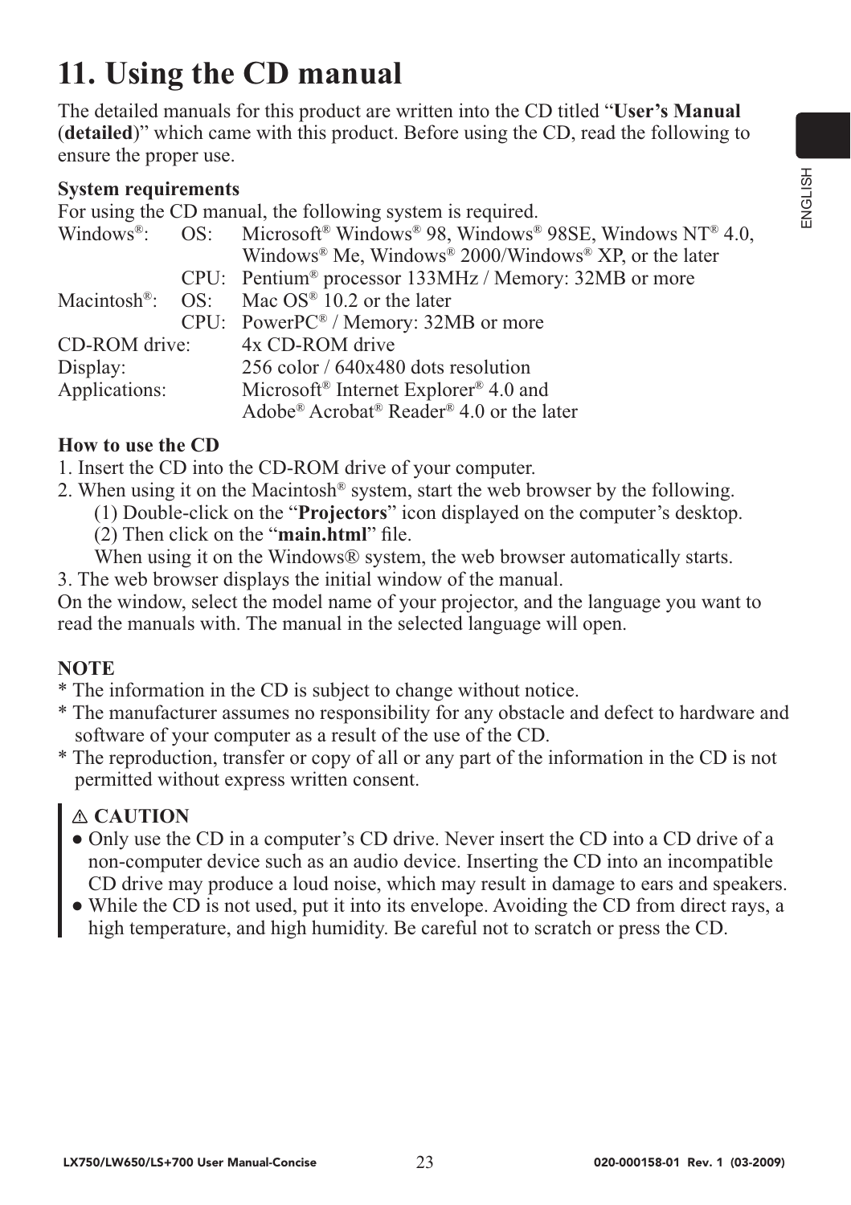# 11. Using the CD manual

The detailed manuals for this product are written into the CD titled "**User's Manual** (**detailed**)" which came with this product. Before using the CD, read the following to ensure the proper use.

**System requirements**

For using the CD manual, the following system is required.

| | | |
|---|---|---|
| Windows®: | OS: | Microsoft® Windows® 98, Windows® 98SE, Windows NT® 4.0, Windows® Me, Windows® 2000/Windows® XP, or the later |
| | CPU: | Pentium® processor 133MHz / Memory: 32MB or more |
| Macintosh®: | OS: | Mac OS® 10.2 or the later |
| | CPU: | PowerPC® / Memory: 32MB or more |
| CD-ROM drive: | | 4x CD-ROM drive |
| Display: | | 256 color / 640x480 dots resolution |
| Applications: | | Microsoft® Internet Explorer® 4.0 and Adobe® Acrobat® Reader® 4.0 or the later |

**How to use the CD**

1. Insert the CD into the CD-ROM drive of your computer.
2. When using it on the Macintosh® system, start the web browser by the following.
   (1) Double-click on the "**Projectors**" icon displayed on the computer's desktop.
   (2) Then click on the "**main.html**" file.
   When using it on the Windows® system, the web browser automatically starts.
3. The web browser displays the initial window of the manual.

On the window, select the model name of your projector, and the language you want to read the manuals with. The manual in the selected language will open.

**NOTE**

* The information in the CD is subject to change without notice.
* The manufacturer assumes no responsibility for any obstacle and defect to hardware and software of your computer as a result of the use of the CD.
* The reproduction, transfer or copy of all or any part of the information in the CD is not permitted without express written consent.

> ⚠ **CAUTION**
> - Only use the CD in a computer's CD drive. Never insert the CD into a CD drive of a non-computer device such as an audio device. Inserting the CD into an incompatible CD drive may produce a loud noise, which may result in damage to ears and speakers.
> - While the CD is not used, put it into its envelope. Avoiding the CD from direct rays, a high temperature, and high humidity. Be careful not to scratch or press the CD.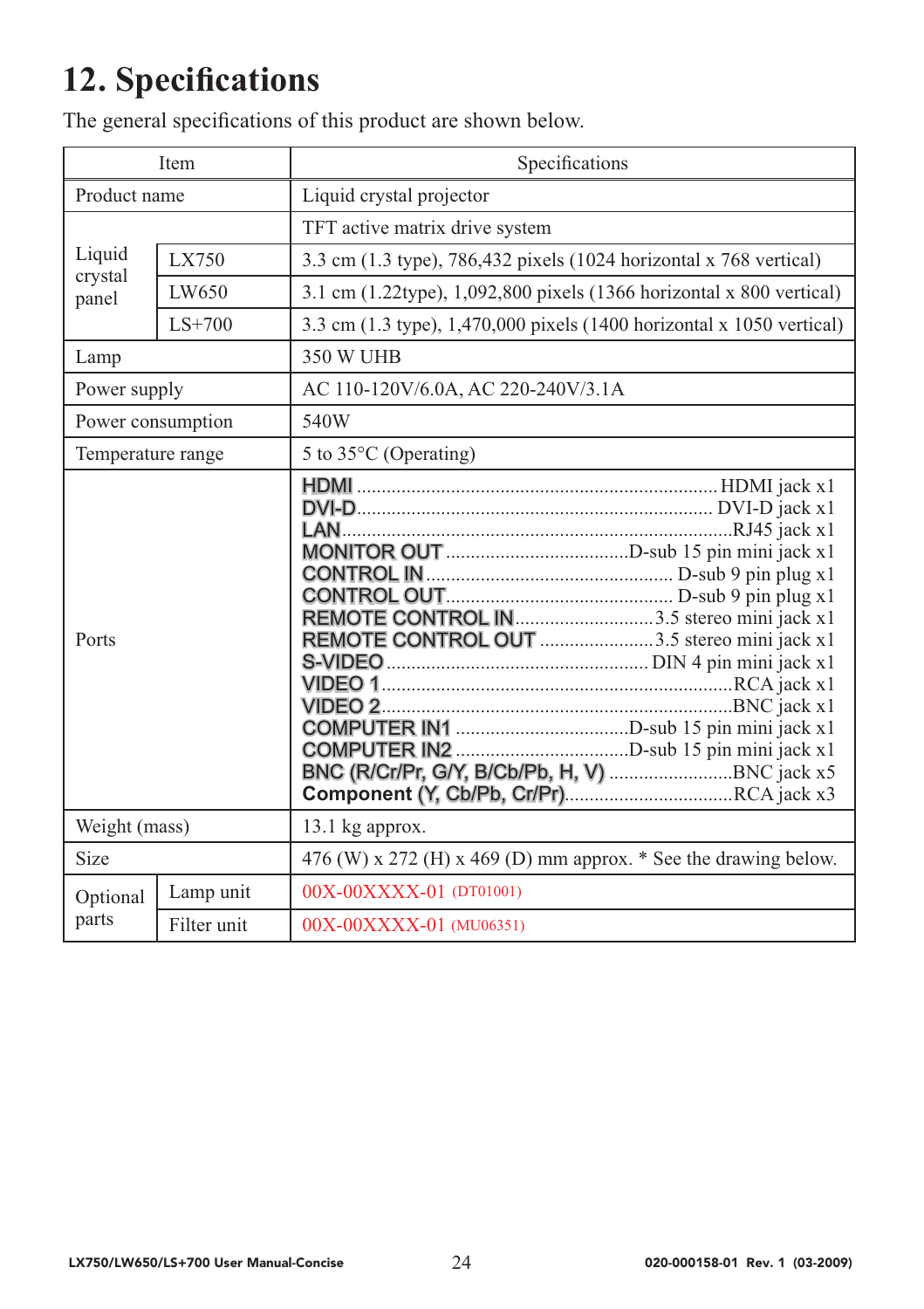# 12. Specifications

The general specifications of this product are shown below.

| Item | | Specifications |
|---|---|---|
| Product name | | Liquid crystal projector |
| Liquid crystal panel | | TFT active matrix drive system |
| | LX750 | 3.3 cm (1.3 type), 786,432 pixels (1024 horizontal x 768 vertical) |
| | LW650 | 3.1 cm (1.22type), 1,092,800 pixels (1366 horizontal x 800 vertical) |
| | LS+700 | 3.3 cm (1.3 type), 1,470,000 pixels (1400 horizontal x 1050 vertical) |
| Lamp | | 350 W UHB |
| Power supply | | AC 110-120V/6.0A, AC 220-240V/3.1A |
| Power consumption | | 540W |
| Temperature range | | 5 to 35°C (Operating) |
| Ports | | HDMI ........ HDMI jack x1<br>DVI-D ........ DVI-D jack x1<br>LAN ........ RJ45 jack x1<br>MONITOR OUT ........ D-sub 15 pin mini jack x1<br>CONTROL IN ........ D-sub 9 pin plug x1<br>CONTROL OUT ........ D-sub 9 pin plug x1<br>REMOTE CONTROL IN ........ 3.5 stereo mini jack x1<br>REMOTE CONTROL OUT ........ 3.5 stereo mini jack x1<br>S-VIDEO ........ DIN 4 pin mini jack x1<br>VIDEO 1 ........ RCA jack x1<br>VIDEO 2 ........ BNC jack x1<br>COMPUTER IN1 ........ D-sub 15 pin mini jack x1<br>COMPUTER IN2 ........ D-sub 15 pin mini jack x1<br>BNC (R/Cr/Pr, G/Y, B/Cb/Pb, H, V) ........ BNC jack x5<br>Component (Y, Cb/Pb, Cr/Pr) ........ RCA jack x3 |
| Weight (mass) | | 13.1 kg approx. |
| Size | | 476 (W) x 272 (H) x 469 (D) mm approx. * See the drawing below. |
| Optional parts | Lamp unit | 00X-00XXXX-01 (DT01001) |
| | Filter unit | 00X-00XXXX-01 (MU06351) |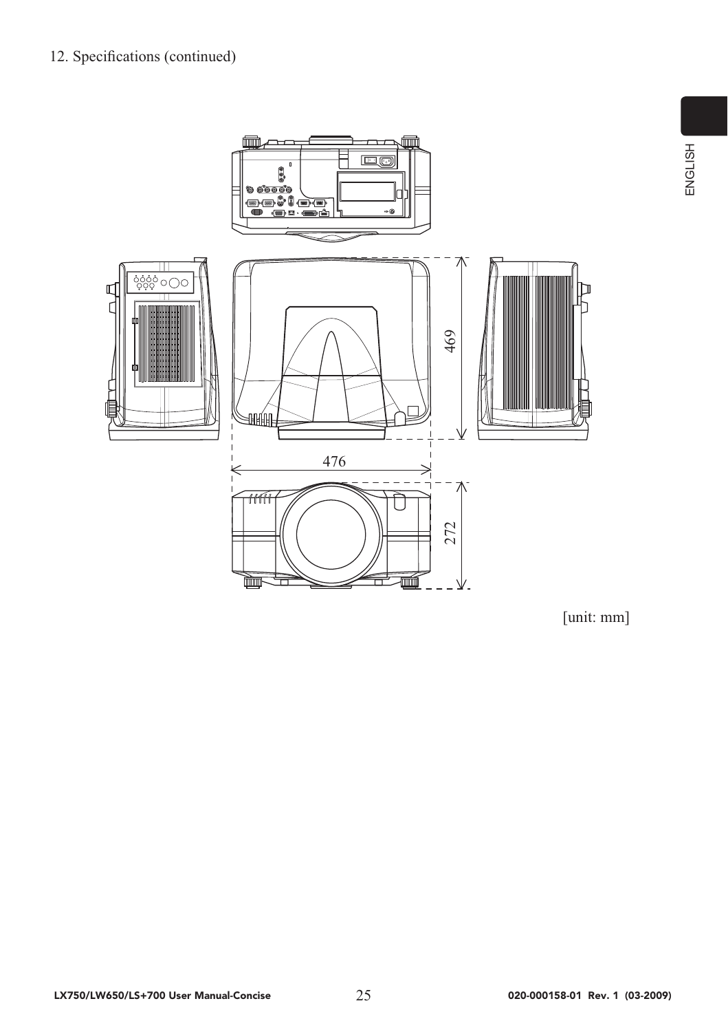12. Specifications (continued)

469

476

272

[unit: mm]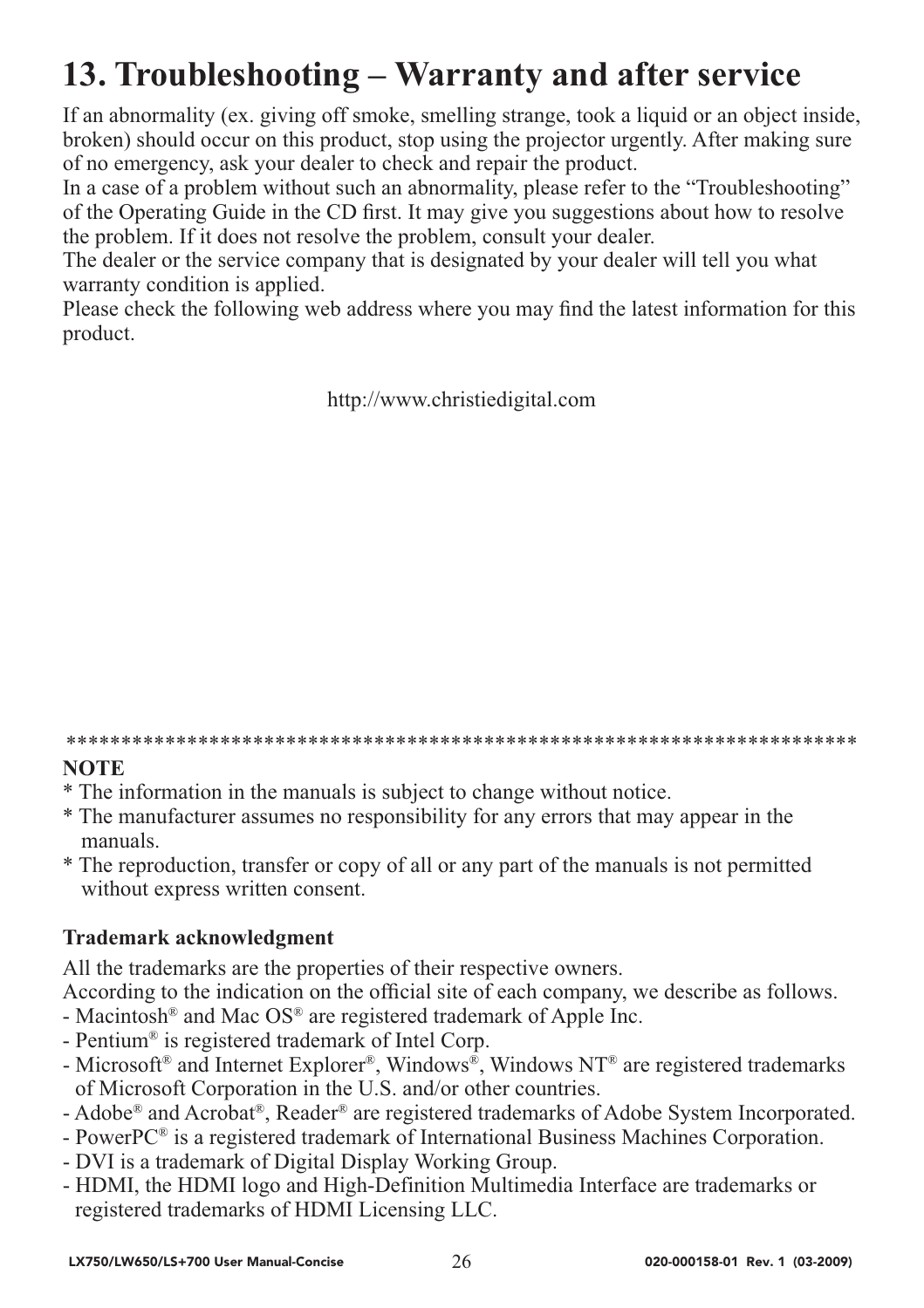# 13. Troubleshooting – Warranty and after service

If an abnormality (ex. giving off smoke, smelling strange, took a liquid or an object inside, broken) should occur on this product, stop using the projector urgently. After making sure of no emergency, ask your dealer to check and repair the product.
In a case of a problem without such an abnormality, please refer to the "Troubleshooting" of the Operating Guide in the CD first. It may give you suggestions about how to resolve the problem. If it does not resolve the problem, consult your dealer.
The dealer or the service company that is designated by your dealer will tell you what warranty condition is applied.
Please check the following web address where you may find the latest information for this product.

http://www.christiedigital.com

************************************************************************

**NOTE**

* The information in the manuals is subject to change without notice.
* The manufacturer assumes no responsibility for any errors that may appear in the manuals.
* The reproduction, transfer or copy of all or any part of the manuals is not permitted without express written consent.

**Trademark acknowledgment**

All the trademarks are the properties of their respective owners.
According to the indication on the official site of each company, we describe as follows.

- Macintosh® and Mac OS® are registered trademark of Apple Inc.
- Pentium® is registered trademark of Intel Corp.
- Microsoft® and Internet Explorer®, Windows®, Windows NT® are registered trademarks of Microsoft Corporation in the U.S. and/or other countries.
- Adobe® and Acrobat®, Reader® are registered trademarks of Adobe System Incorporated.
- PowerPC® is a registered trademark of International Business Machines Corporation.
- DVI is a trademark of Digital Display Working Group.
- HDMI, the HDMI logo and High-Definition Multimedia Interface are trademarks or registered trademarks of HDMI Licensing LLC.